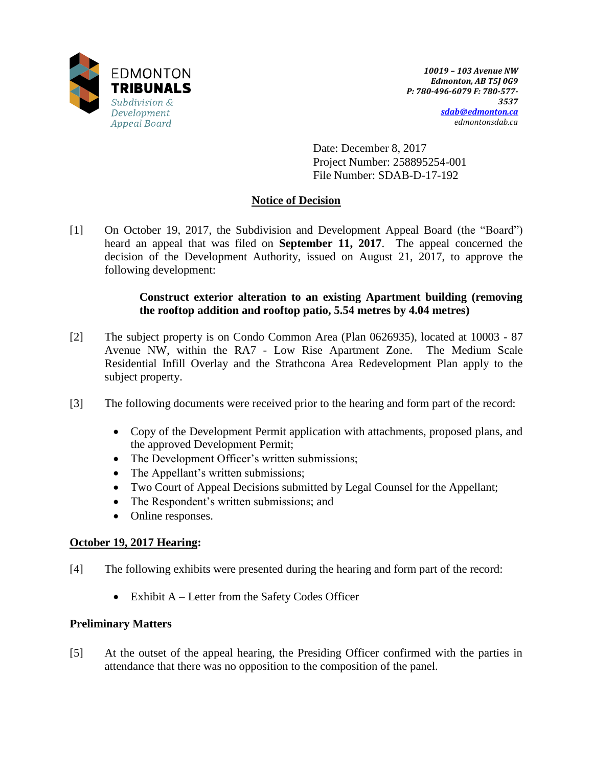EDMONTON **TRIBUNALS**
*Subdivision & Development Appeal Board*

***10019 – 103 Avenue NW***
***Edmonton, AB T5J 0G9***
***P: 780-496-6079 F: 780-577-3537***
***sdab@edmonton.ca***
*edmontonsdab.ca*

Date: December 8, 2017
Project Number: 258895254-001
File Number: SDAB-D-17-192

## Notice of Decision

[1] On October 19, 2017, the Subdivision and Development Appeal Board (the "Board") heard an appeal that was filed on **September 11, 2017**. The appeal concerned the decision of the Development Authority, issued on August 21, 2017, to approve the following development:

> **Construct exterior alteration to an existing Apartment building (removing the rooftop addition and rooftop patio, 5.54 metres by 4.04 metres)**

[2] The subject property is on Condo Common Area (Plan 0626935), located at 10003 - 87 Avenue NW, within the RA7 - Low Rise Apartment Zone. The Medium Scale Residential Infill Overlay and the Strathcona Area Redevelopment Plan apply to the subject property.

[3] The following documents were received prior to the hearing and form part of the record:

- Copy of the Development Permit application with attachments, proposed plans, and the approved Development Permit;
- The Development Officer's written submissions;
- The Appellant's written submissions;
- Two Court of Appeal Decisions submitted by Legal Counsel for the Appellant;
- The Respondent's written submissions; and
- Online responses.

### October 19, 2017 Hearing:

[4] The following exhibits were presented during the hearing and form part of the record:

- Exhibit A – Letter from the Safety Codes Officer

### Preliminary Matters

[5] At the outset of the appeal hearing, the Presiding Officer confirmed with the parties in attendance that there was no opposition to the composition of the panel.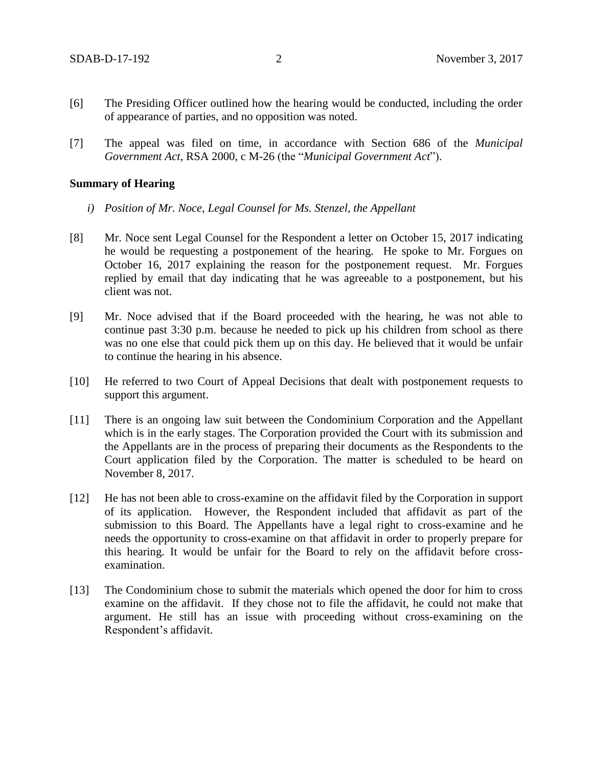[6] The Presiding Officer outlined how the hearing would be conducted, including the order of appearance of parties, and no opposition was noted.

[7] The appeal was filed on time, in accordance with Section 686 of the *Municipal Government Act*, RSA 2000, c M-26 (the "*Municipal Government Act*").

**Summary of Hearing**

*i) Position of Mr. Noce, Legal Counsel for Ms. Stenzel, the Appellant*

[8] Mr. Noce sent Legal Counsel for the Respondent a letter on October 15, 2017 indicating he would be requesting a postponement of the hearing. He spoke to Mr. Forgues on October 16, 2017 explaining the reason for the postponement request. Mr. Forgues replied by email that day indicating that he was agreeable to a postponement, but his client was not.

[9] Mr. Noce advised that if the Board proceeded with the hearing, he was not able to continue past 3:30 p.m. because he needed to pick up his children from school as there was no one else that could pick them up on this day. He believed that it would be unfair to continue the hearing in his absence.

[10] He referred to two Court of Appeal Decisions that dealt with postponement requests to support this argument.

[11] There is an ongoing law suit between the Condominium Corporation and the Appellant which is in the early stages. The Corporation provided the Court with its submission and the Appellants are in the process of preparing their documents as the Respondents to the Court application filed by the Corporation. The matter is scheduled to be heard on November 8, 2017.

[12] He has not been able to cross-examine on the affidavit filed by the Corporation in support of its application. However, the Respondent included that affidavit as part of the submission to this Board. The Appellants have a legal right to cross-examine and he needs the opportunity to cross-examine on that affidavit in order to properly prepare for this hearing. It would be unfair for the Board to rely on the affidavit before cross-examination.

[13] The Condominium chose to submit the materials which opened the door for him to cross examine on the affidavit. If they chose not to file the affidavit, he could not make that argument. He still has an issue with proceeding without cross-examining on the Respondent's affidavit.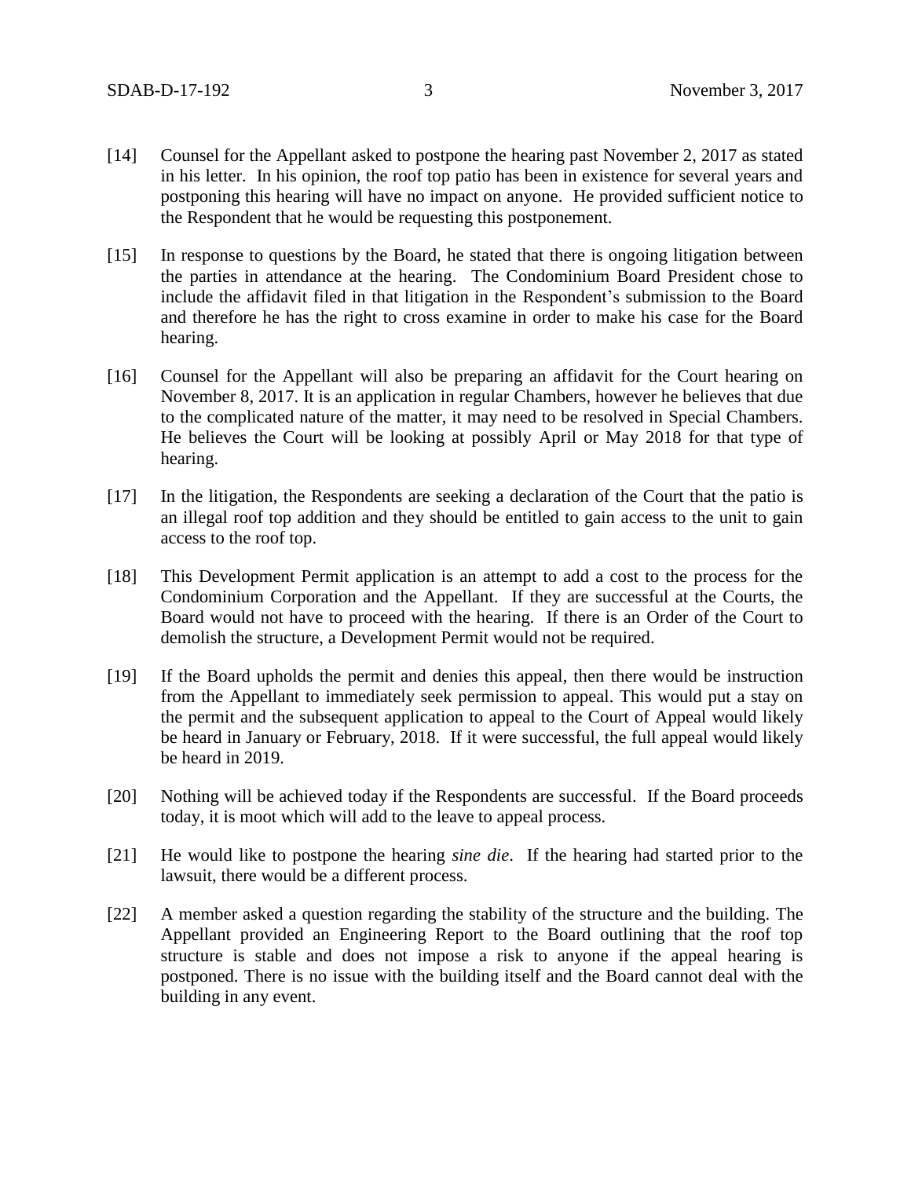[14] Counsel for the Appellant asked to postpone the hearing past November 2, 2017 as stated in his letter. In his opinion, the roof top patio has been in existence for several years and postponing this hearing will have no impact on anyone. He provided sufficient notice to the Respondent that he would be requesting this postponement.

[15] In response to questions by the Board, he stated that there is ongoing litigation between the parties in attendance at the hearing. The Condominium Board President chose to include the affidavit filed in that litigation in the Respondent's submission to the Board and therefore he has the right to cross examine in order to make his case for the Board hearing.

[16] Counsel for the Appellant will also be preparing an affidavit for the Court hearing on November 8, 2017. It is an application in regular Chambers, however he believes that due to the complicated nature of the matter, it may need to be resolved in Special Chambers. He believes the Court will be looking at possibly April or May 2018 for that type of hearing.

[17] In the litigation, the Respondents are seeking a declaration of the Court that the patio is an illegal roof top addition and they should be entitled to gain access to the unit to gain access to the roof top.

[18] This Development Permit application is an attempt to add a cost to the process for the Condominium Corporation and the Appellant. If they are successful at the Courts, the Board would not have to proceed with the hearing. If there is an Order of the Court to demolish the structure, a Development Permit would not be required.

[19] If the Board upholds the permit and denies this appeal, then there would be instruction from the Appellant to immediately seek permission to appeal. This would put a stay on the permit and the subsequent application to appeal to the Court of Appeal would likely be heard in January or February, 2018. If it were successful, the full appeal would likely be heard in 2019.

[20] Nothing will be achieved today if the Respondents are successful. If the Board proceeds today, it is moot which will add to the leave to appeal process.

[21] He would like to postpone the hearing *sine die*. If the hearing had started prior to the lawsuit, there would be a different process.

[22] A member asked a question regarding the stability of the structure and the building. The Appellant provided an Engineering Report to the Board outlining that the roof top structure is stable and does not impose a risk to anyone if the appeal hearing is postponed. There is no issue with the building itself and the Board cannot deal with the building in any event.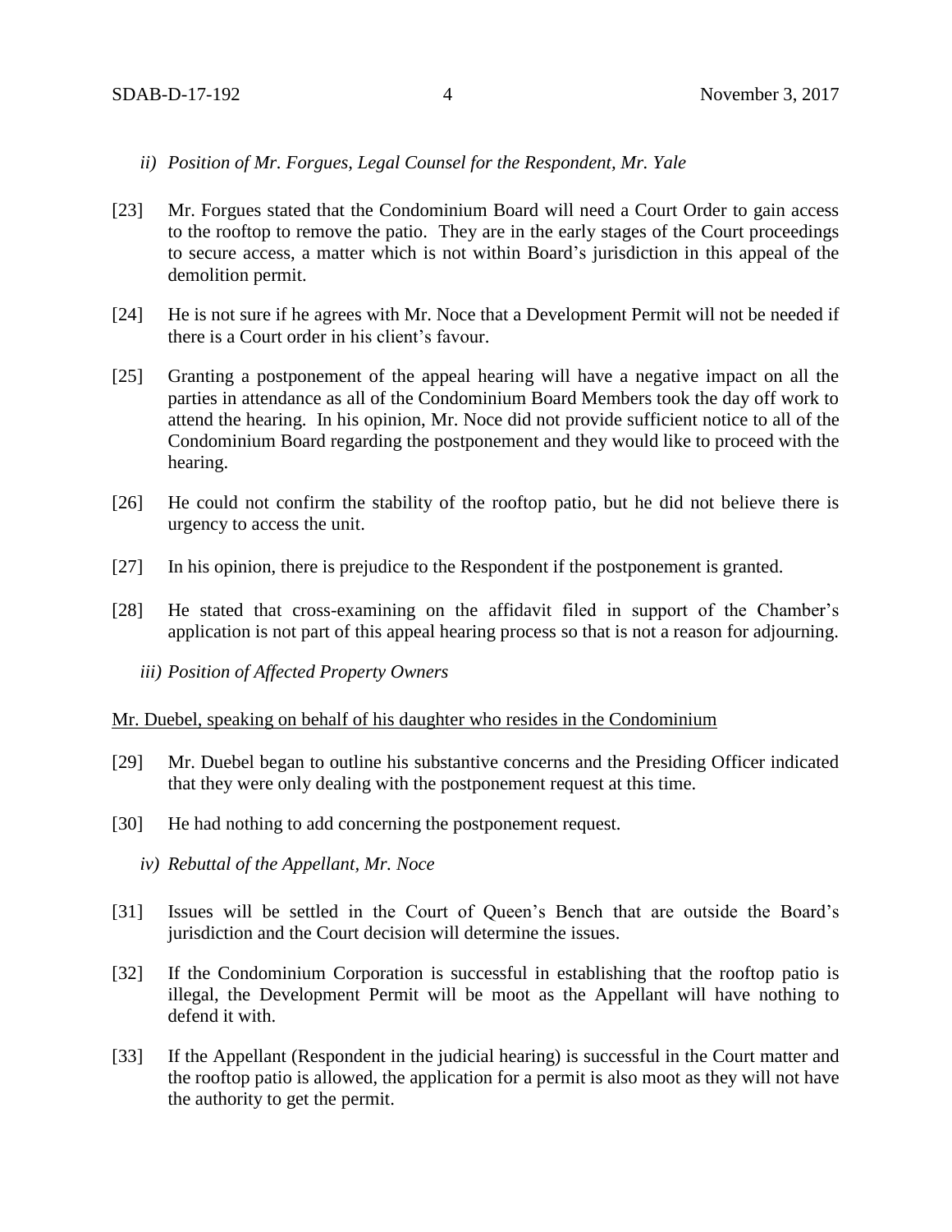*ii) Position of Mr. Forgues, Legal Counsel for the Respondent, Mr. Yale*

[23] Mr. Forgues stated that the Condominium Board will need a Court Order to gain access to the rooftop to remove the patio. They are in the early stages of the Court proceedings to secure access, a matter which is not within Board's jurisdiction in this appeal of the demolition permit.

[24] He is not sure if he agrees with Mr. Noce that a Development Permit will not be needed if there is a Court order in his client's favour.

[25] Granting a postponement of the appeal hearing will have a negative impact on all the parties in attendance as all of the Condominium Board Members took the day off work to attend the hearing. In his opinion, Mr. Noce did not provide sufficient notice to all of the Condominium Board regarding the postponement and they would like to proceed with the hearing.

[26] He could not confirm the stability of the rooftop patio, but he did not believe there is urgency to access the unit.

[27] In his opinion, there is prejudice to the Respondent if the postponement is granted.

[28] He stated that cross-examining on the affidavit filed in support of the Chamber's application is not part of this appeal hearing process so that is not a reason for adjourning.

*iii) Position of Affected Property Owners*

Mr. Duebel, speaking on behalf of his daughter who resides in the Condominium

[29] Mr. Duebel began to outline his substantive concerns and the Presiding Officer indicated that they were only dealing with the postponement request at this time.

[30] He had nothing to add concerning the postponement request.

*iv) Rebuttal of the Appellant, Mr. Noce*

[31] Issues will be settled in the Court of Queen's Bench that are outside the Board's jurisdiction and the Court decision will determine the issues.

[32] If the Condominium Corporation is successful in establishing that the rooftop patio is illegal, the Development Permit will be moot as the Appellant will have nothing to defend it with.

[33] If the Appellant (Respondent in the judicial hearing) is successful in the Court matter and the rooftop patio is allowed, the application for a permit is also moot as they will not have the authority to get the permit.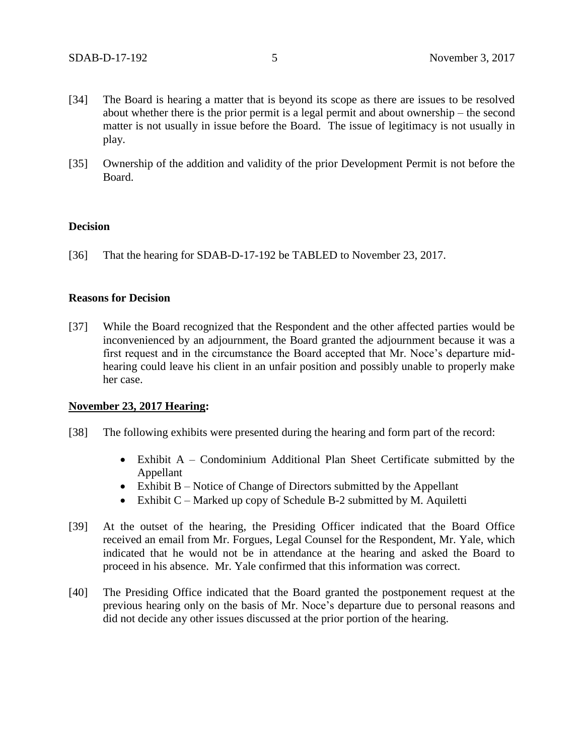[34] The Board is hearing a matter that is beyond its scope as there are issues to be resolved about whether there is the prior permit is a legal permit and about ownership – the second matter is not usually in issue before the Board. The issue of legitimacy is not usually in play.

[35] Ownership of the addition and validity of the prior Development Permit is not before the Board.

**Decision**

[36] That the hearing for SDAB-D-17-192 be TABLED to November 23, 2017.

**Reasons for Decision**

[37] While the Board recognized that the Respondent and the other affected parties would be inconvenienced by an adjournment, the Board granted the adjournment because it was a first request and in the circumstance the Board accepted that Mr. Noce's departure mid-hearing could leave his client in an unfair position and possibly unable to properly make her case.

**November 23, 2017 Hearing:**

[38] The following exhibits were presented during the hearing and form part of the record:

- Exhibit A – Condominium Additional Plan Sheet Certificate submitted by the Appellant
- Exhibit B – Notice of Change of Directors submitted by the Appellant
- Exhibit C – Marked up copy of Schedule B-2 submitted by M. Aquiletti

[39] At the outset of the hearing, the Presiding Officer indicated that the Board Office received an email from Mr. Forgues, Legal Counsel for the Respondent, Mr. Yale, which indicated that he would not be in attendance at the hearing and asked the Board to proceed in his absence. Mr. Yale confirmed that this information was correct.

[40] The Presiding Office indicated that the Board granted the postponement request at the previous hearing only on the basis of Mr. Noce's departure due to personal reasons and did not decide any other issues discussed at the prior portion of the hearing.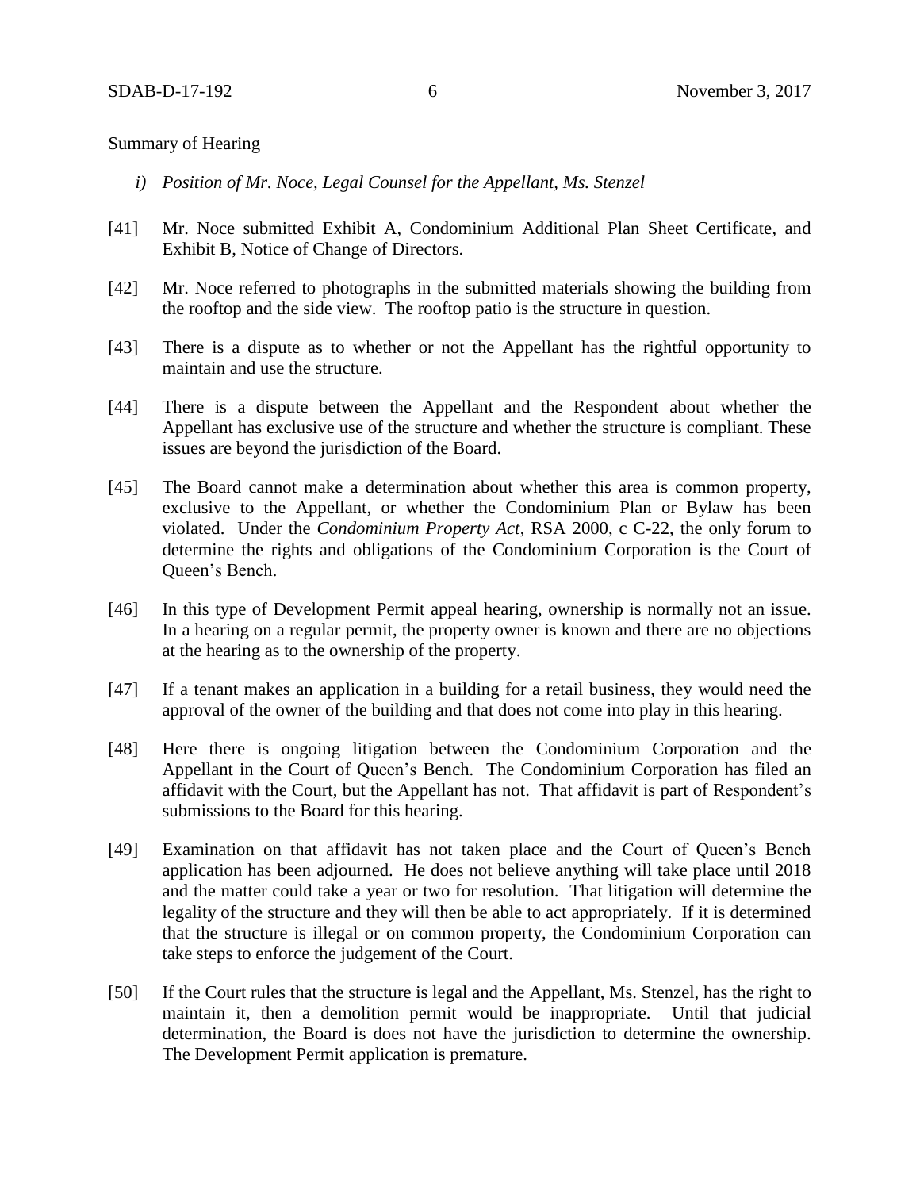Summary of Hearing

*i) Position of Mr. Noce, Legal Counsel for the Appellant, Ms. Stenzel*

[41] Mr. Noce submitted Exhibit A, Condominium Additional Plan Sheet Certificate, and Exhibit B, Notice of Change of Directors.

[42] Mr. Noce referred to photographs in the submitted materials showing the building from the rooftop and the side view. The rooftop patio is the structure in question.

[43] There is a dispute as to whether or not the Appellant has the rightful opportunity to maintain and use the structure.

[44] There is a dispute between the Appellant and the Respondent about whether the Appellant has exclusive use of the structure and whether the structure is compliant. These issues are beyond the jurisdiction of the Board.

[45] The Board cannot make a determination about whether this area is common property, exclusive to the Appellant, or whether the Condominium Plan or Bylaw has been violated. Under the *Condominium Property Act*, RSA 2000, c C-22, the only forum to determine the rights and obligations of the Condominium Corporation is the Court of Queen's Bench.

[46] In this type of Development Permit appeal hearing, ownership is normally not an issue. In a hearing on a regular permit, the property owner is known and there are no objections at the hearing as to the ownership of the property.

[47] If a tenant makes an application in a building for a retail business, they would need the approval of the owner of the building and that does not come into play in this hearing.

[48] Here there is ongoing litigation between the Condominium Corporation and the Appellant in the Court of Queen's Bench. The Condominium Corporation has filed an affidavit with the Court, but the Appellant has not. That affidavit is part of Respondent's submissions to the Board for this hearing.

[49] Examination on that affidavit has not taken place and the Court of Queen's Bench application has been adjourned. He does not believe anything will take place until 2018 and the matter could take a year or two for resolution. That litigation will determine the legality of the structure and they will then be able to act appropriately. If it is determined that the structure is illegal or on common property, the Condominium Corporation can take steps to enforce the judgement of the Court.

[50] If the Court rules that the structure is legal and the Appellant, Ms. Stenzel, has the right to maintain it, then a demolition permit would be inappropriate. Until that judicial determination, the Board is does not have the jurisdiction to determine the ownership. The Development Permit application is premature.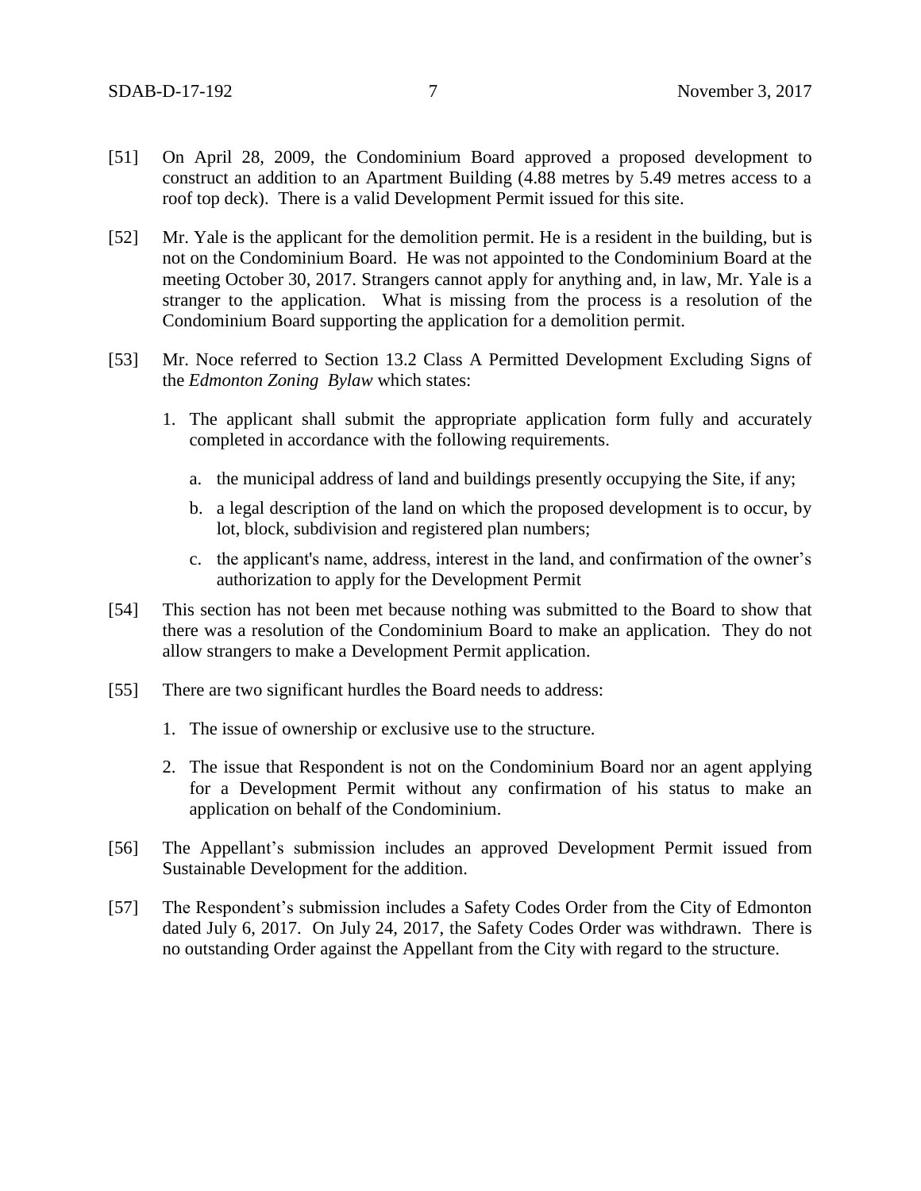[51] On April 28, 2009, the Condominium Board approved a proposed development to construct an addition to an Apartment Building (4.88 metres by 5.49 metres access to a roof top deck). There is a valid Development Permit issued for this site.

[52] Mr. Yale is the applicant for the demolition permit. He is a resident in the building, but is not on the Condominium Board. He was not appointed to the Condominium Board at the meeting October 30, 2017. Strangers cannot apply for anything and, in law, Mr. Yale is a stranger to the application. What is missing from the process is a resolution of the Condominium Board supporting the application for a demolition permit.

[53] Mr. Noce referred to Section 13.2 Class A Permitted Development Excluding Signs of the *Edmonton Zoning Bylaw* which states:

1. The applicant shall submit the appropriate application form fully and accurately completed in accordance with the following requirements.

   a. the municipal address of land and buildings presently occupying the Site, if any;

   b. a legal description of the land on which the proposed development is to occur, by lot, block, subdivision and registered plan numbers;

   c. the applicant's name, address, interest in the land, and confirmation of the owner's authorization to apply for the Development Permit

[54] This section has not been met because nothing was submitted to the Board to show that there was a resolution of the Condominium Board to make an application. They do not allow strangers to make a Development Permit application.

[55] There are two significant hurdles the Board needs to address:

1. The issue of ownership or exclusive use to the structure.

2. The issue that Respondent is not on the Condominium Board nor an agent applying for a Development Permit without any confirmation of his status to make an application on behalf of the Condominium.

[56] The Appellant's submission includes an approved Development Permit issued from Sustainable Development for the addition.

[57] The Respondent's submission includes a Safety Codes Order from the City of Edmonton dated July 6, 2017. On July 24, 2017, the Safety Codes Order was withdrawn. There is no outstanding Order against the Appellant from the City with regard to the structure.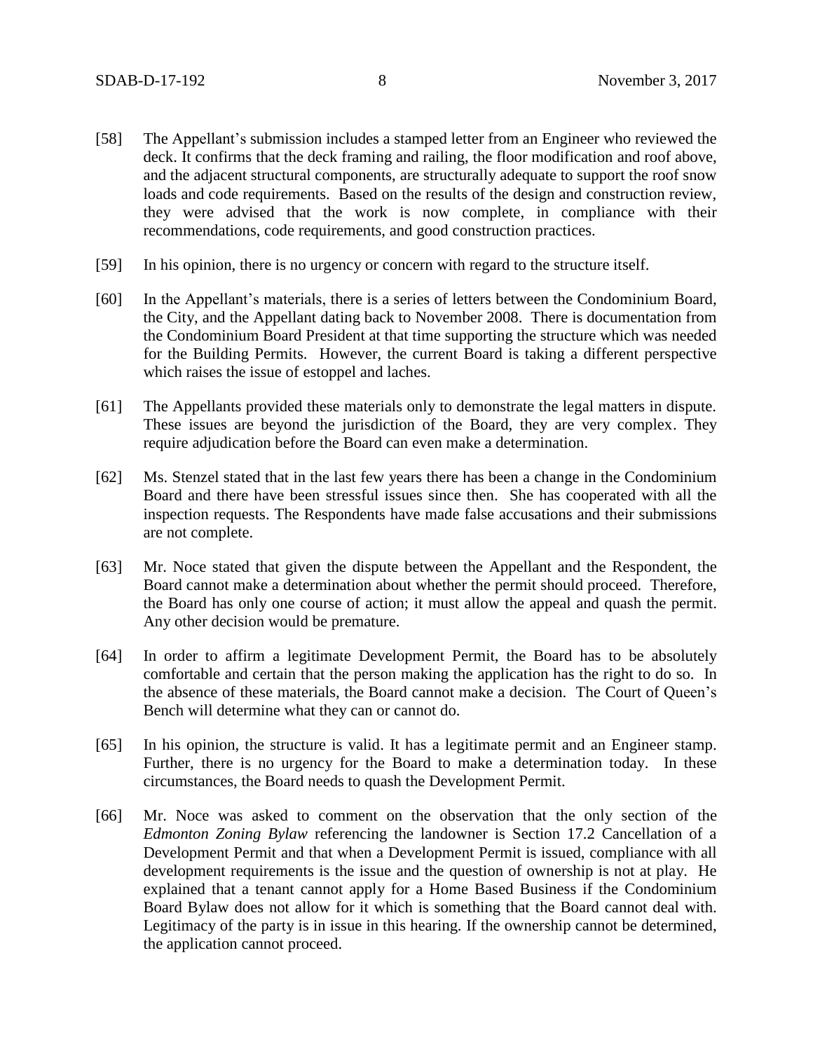[58] The Appellant's submission includes a stamped letter from an Engineer who reviewed the deck. It confirms that the deck framing and railing, the floor modification and roof above, and the adjacent structural components, are structurally adequate to support the roof snow loads and code requirements. Based on the results of the design and construction review, they were advised that the work is now complete, in compliance with their recommendations, code requirements, and good construction practices.

[59] In his opinion, there is no urgency or concern with regard to the structure itself.

[60] In the Appellant's materials, there is a series of letters between the Condominium Board, the City, and the Appellant dating back to November 2008. There is documentation from the Condominium Board President at that time supporting the structure which was needed for the Building Permits. However, the current Board is taking a different perspective which raises the issue of estoppel and laches.

[61] The Appellants provided these materials only to demonstrate the legal matters in dispute. These issues are beyond the jurisdiction of the Board, they are very complex. They require adjudication before the Board can even make a determination.

[62] Ms. Stenzel stated that in the last few years there has been a change in the Condominium Board and there have been stressful issues since then. She has cooperated with all the inspection requests. The Respondents have made false accusations and their submissions are not complete.

[63] Mr. Noce stated that given the dispute between the Appellant and the Respondent, the Board cannot make a determination about whether the permit should proceed. Therefore, the Board has only one course of action; it must allow the appeal and quash the permit. Any other decision would be premature.

[64] In order to affirm a legitimate Development Permit, the Board has to be absolutely comfortable and certain that the person making the application has the right to do so. In the absence of these materials, the Board cannot make a decision. The Court of Queen's Bench will determine what they can or cannot do.

[65] In his opinion, the structure is valid. It has a legitimate permit and an Engineer stamp. Further, there is no urgency for the Board to make a determination today. In these circumstances, the Board needs to quash the Development Permit.

[66] Mr. Noce was asked to comment on the observation that the only section of the *Edmonton Zoning Bylaw* referencing the landowner is Section 17.2 Cancellation of a Development Permit and that when a Development Permit is issued, compliance with all development requirements is the issue and the question of ownership is not at play. He explained that a tenant cannot apply for a Home Based Business if the Condominium Board Bylaw does not allow for it which is something that the Board cannot deal with. Legitimacy of the party is in issue in this hearing. If the ownership cannot be determined, the application cannot proceed.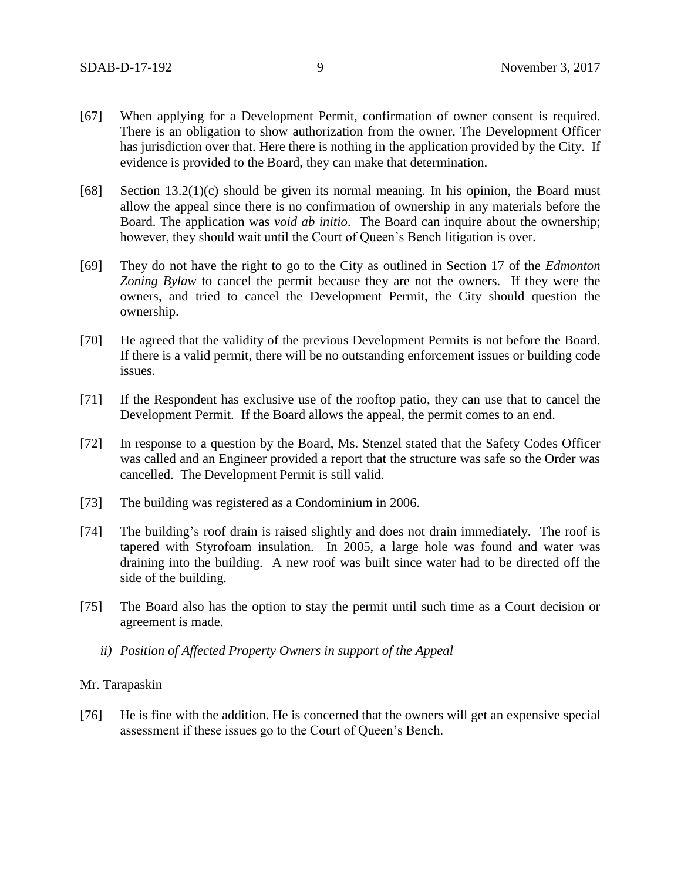[67] When applying for a Development Permit, confirmation of owner consent is required. There is an obligation to show authorization from the owner. The Development Officer has jurisdiction over that. Here there is nothing in the application provided by the City. If evidence is provided to the Board, they can make that determination.

[68] Section 13.2(1)(c) should be given its normal meaning. In his opinion, the Board must allow the appeal since there is no confirmation of ownership in any materials before the Board. The application was *void ab initio*. The Board can inquire about the ownership; however, they should wait until the Court of Queen's Bench litigation is over.

[69] They do not have the right to go to the City as outlined in Section 17 of the *Edmonton Zoning Bylaw* to cancel the permit because they are not the owners. If they were the owners, and tried to cancel the Development Permit, the City should question the ownership.

[70] He agreed that the validity of the previous Development Permits is not before the Board. If there is a valid permit, there will be no outstanding enforcement issues or building code issues.

[71] If the Respondent has exclusive use of the rooftop patio, they can use that to cancel the Development Permit. If the Board allows the appeal, the permit comes to an end.

[72] In response to a question by the Board, Ms. Stenzel stated that the Safety Codes Officer was called and an Engineer provided a report that the structure was safe so the Order was cancelled. The Development Permit is still valid.

[73] The building was registered as a Condominium in 2006.

[74] The building's roof drain is raised slightly and does not drain immediately. The roof is tapered with Styrofoam insulation. In 2005, a large hole was found and water was draining into the building. A new roof was built since water had to be directed off the side of the building.

[75] The Board also has the option to stay the permit until such time as a Court decision or agreement is made.

*ii) Position of Affected Property Owners in support of the Appeal*

<u>Mr. Tarapaskin</u>

[76] He is fine with the addition. He is concerned that the owners will get an expensive special assessment if these issues go to the Court of Queen's Bench.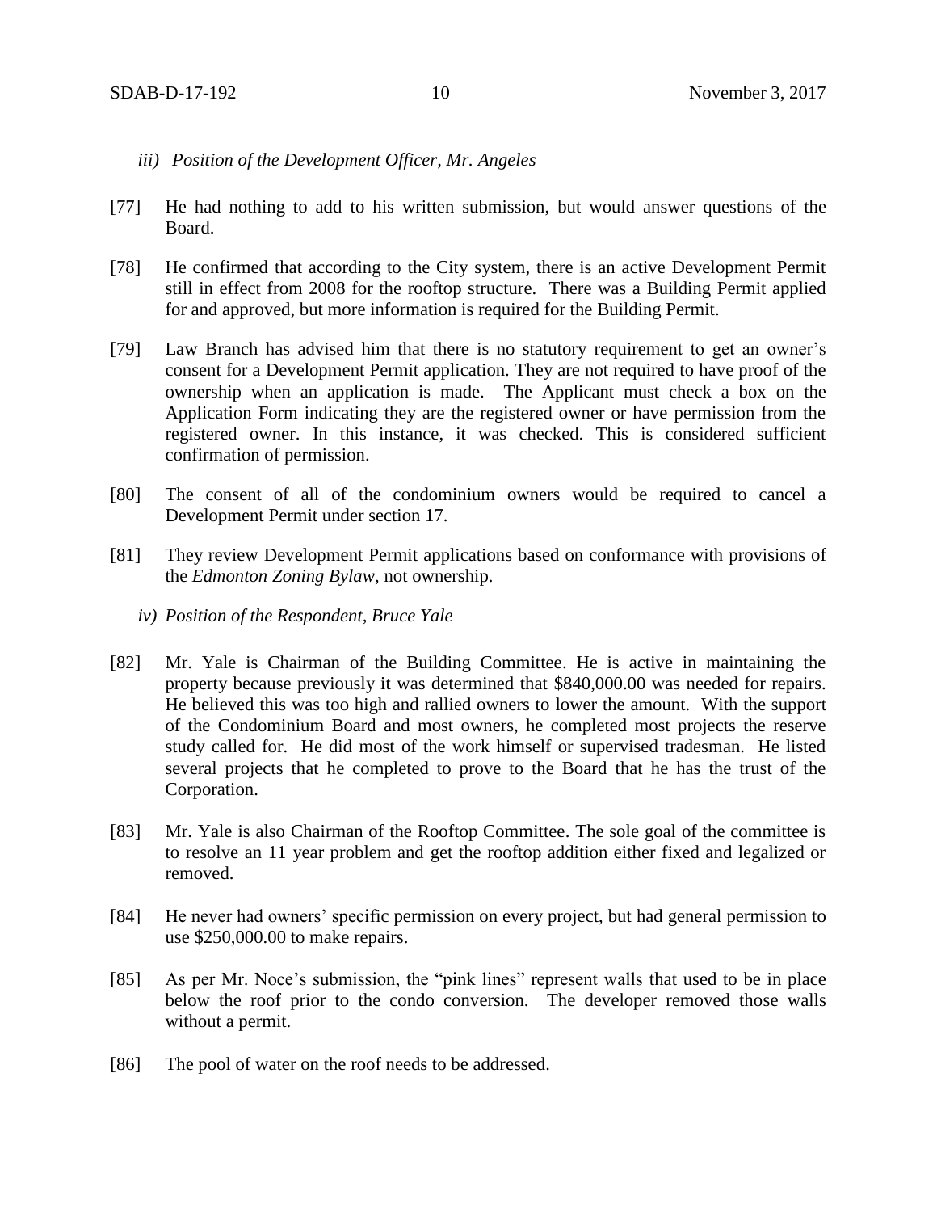*iii) Position of the Development Officer, Mr. Angeles*

[77] He had nothing to add to his written submission, but would answer questions of the Board.

[78] He confirmed that according to the City system, there is an active Development Permit still in effect from 2008 for the rooftop structure. There was a Building Permit applied for and approved, but more information is required for the Building Permit.

[79] Law Branch has advised him that there is no statutory requirement to get an owner's consent for a Development Permit application. They are not required to have proof of the ownership when an application is made. The Applicant must check a box on the Application Form indicating they are the registered owner or have permission from the registered owner. In this instance, it was checked. This is considered sufficient confirmation of permission.

[80] The consent of all of the condominium owners would be required to cancel a Development Permit under section 17.

[81] They review Development Permit applications based on conformance with provisions of the *Edmonton Zoning Bylaw*, not ownership.

*iv) Position of the Respondent, Bruce Yale*

[82] Mr. Yale is Chairman of the Building Committee. He is active in maintaining the property because previously it was determined that $840,000.00 was needed for repairs. He believed this was too high and rallied owners to lower the amount. With the support of the Condominium Board and most owners, he completed most projects the reserve study called for. He did most of the work himself or supervised tradesman. He listed several projects that he completed to prove to the Board that he has the trust of the Corporation.

[83] Mr. Yale is also Chairman of the Rooftop Committee. The sole goal of the committee is to resolve an 11 year problem and get the rooftop addition either fixed and legalized or removed.

[84] He never had owners' specific permission on every project, but had general permission to use $250,000.00 to make repairs.

[85] As per Mr. Noce's submission, the "pink lines" represent walls that used to be in place below the roof prior to the condo conversion. The developer removed those walls without a permit.

[86] The pool of water on the roof needs to be addressed.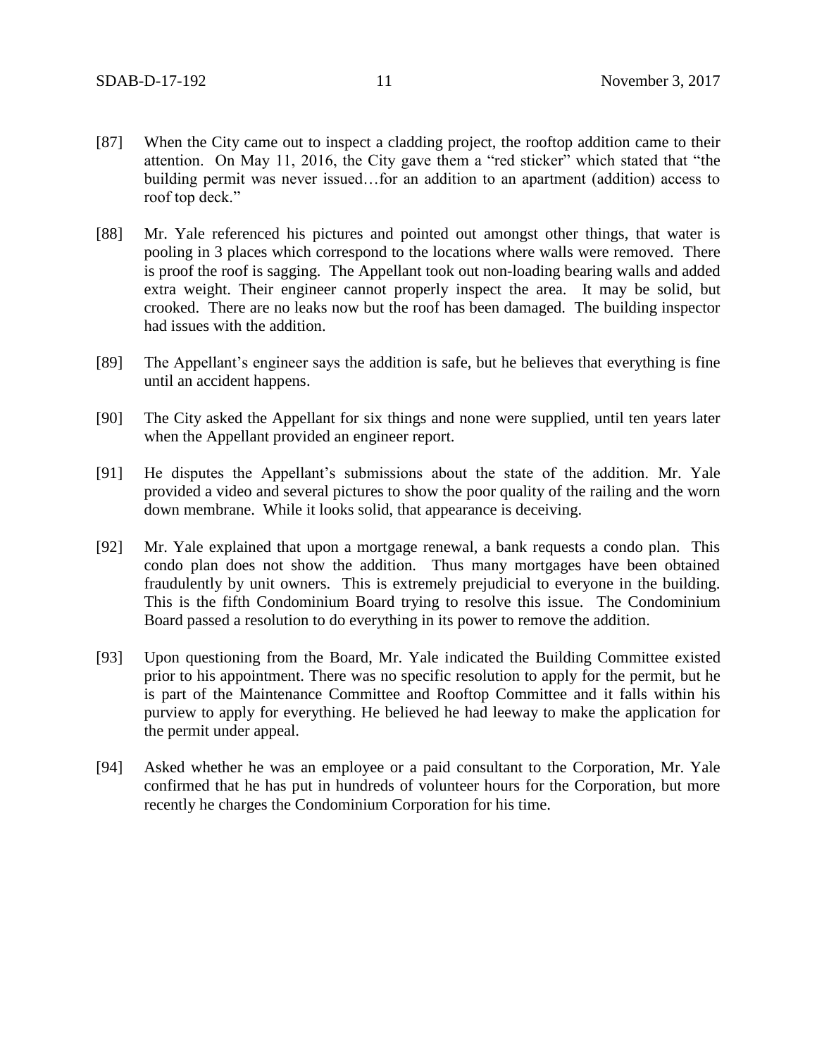[87] When the City came out to inspect a cladding project, the rooftop addition came to their attention. On May 11, 2016, the City gave them a "red sticker" which stated that "the building permit was never issued…for an addition to an apartment (addition) access to roof top deck."

[88] Mr. Yale referenced his pictures and pointed out amongst other things, that water is pooling in 3 places which correspond to the locations where walls were removed. There is proof the roof is sagging. The Appellant took out non-loading bearing walls and added extra weight. Their engineer cannot properly inspect the area. It may be solid, but crooked. There are no leaks now but the roof has been damaged. The building inspector had issues with the addition.

[89] The Appellant's engineer says the addition is safe, but he believes that everything is fine until an accident happens.

[90] The City asked the Appellant for six things and none were supplied, until ten years later when the Appellant provided an engineer report.

[91] He disputes the Appellant's submissions about the state of the addition. Mr. Yale provided a video and several pictures to show the poor quality of the railing and the worn down membrane. While it looks solid, that appearance is deceiving.

[92] Mr. Yale explained that upon a mortgage renewal, a bank requests a condo plan. This condo plan does not show the addition. Thus many mortgages have been obtained fraudulently by unit owners. This is extremely prejudicial to everyone in the building. This is the fifth Condominium Board trying to resolve this issue. The Condominium Board passed a resolution to do everything in its power to remove the addition.

[93] Upon questioning from the Board, Mr. Yale indicated the Building Committee existed prior to his appointment. There was no specific resolution to apply for the permit, but he is part of the Maintenance Committee and Rooftop Committee and it falls within his purview to apply for everything. He believed he had leeway to make the application for the permit under appeal.

[94] Asked whether he was an employee or a paid consultant to the Corporation, Mr. Yale confirmed that he has put in hundreds of volunteer hours for the Corporation, but more recently he charges the Condominium Corporation for his time.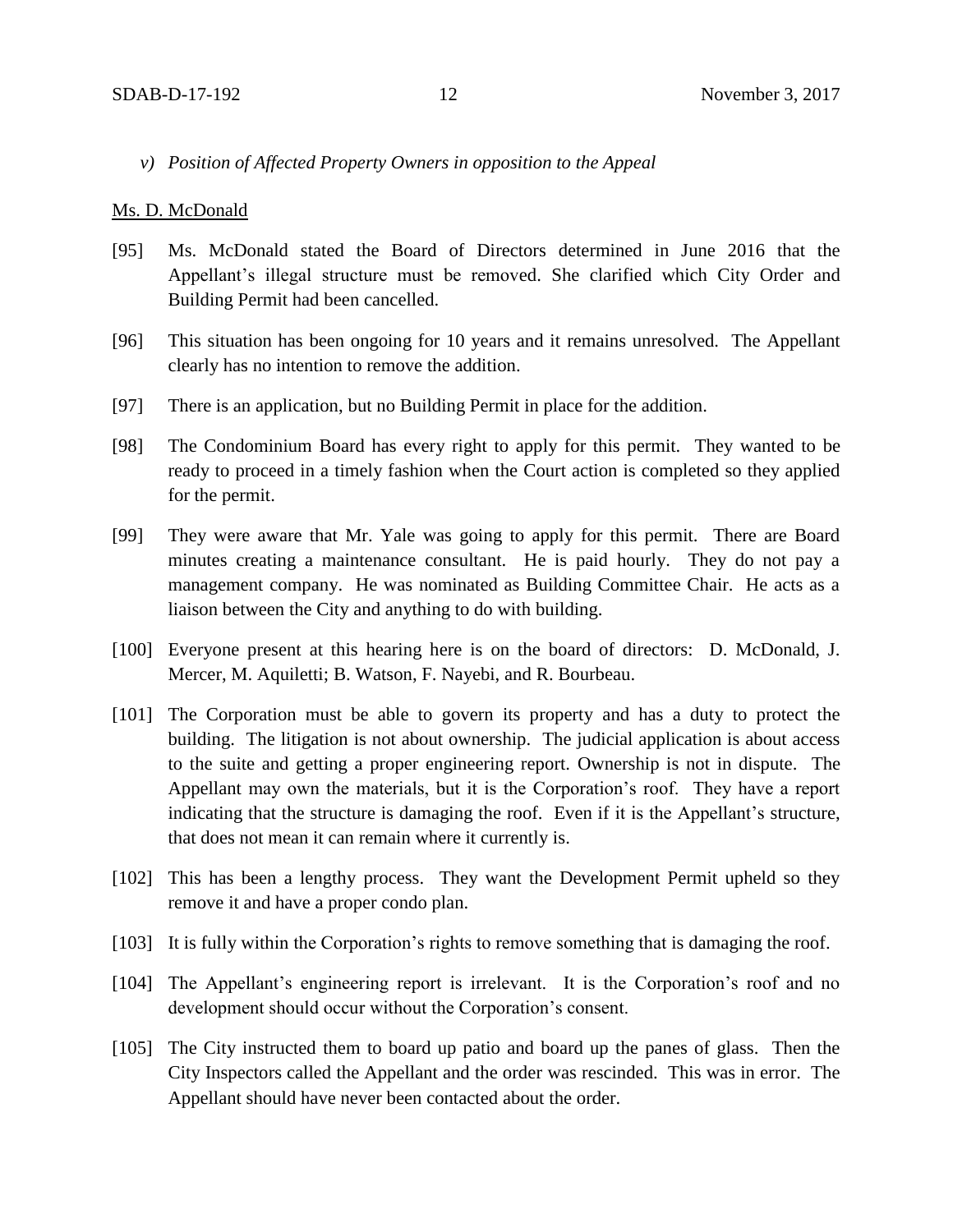*v) Position of Affected Property Owners in opposition to the Appeal*

Ms. D. McDonald

[95] Ms. McDonald stated the Board of Directors determined in June 2016 that the Appellant's illegal structure must be removed. She clarified which City Order and Building Permit had been cancelled.

[96] This situation has been ongoing for 10 years and it remains unresolved. The Appellant clearly has no intention to remove the addition.

[97] There is an application, but no Building Permit in place for the addition.

[98] The Condominium Board has every right to apply for this permit. They wanted to be ready to proceed in a timely fashion when the Court action is completed so they applied for the permit.

[99] They were aware that Mr. Yale was going to apply for this permit. There are Board minutes creating a maintenance consultant. He is paid hourly. They do not pay a management company. He was nominated as Building Committee Chair. He acts as a liaison between the City and anything to do with building.

[100] Everyone present at this hearing here is on the board of directors: D. McDonald, J. Mercer, M. Aquiletti; B. Watson, F. Nayebi, and R. Bourbeau.

[101] The Corporation must be able to govern its property and has a duty to protect the building. The litigation is not about ownership. The judicial application is about access to the suite and getting a proper engineering report. Ownership is not in dispute. The Appellant may own the materials, but it is the Corporation's roof. They have a report indicating that the structure is damaging the roof. Even if it is the Appellant's structure, that does not mean it can remain where it currently is.

[102] This has been a lengthy process. They want the Development Permit upheld so they remove it and have a proper condo plan.

[103] It is fully within the Corporation's rights to remove something that is damaging the roof.

[104] The Appellant's engineering report is irrelevant. It is the Corporation's roof and no development should occur without the Corporation's consent.

[105] The City instructed them to board up patio and board up the panes of glass. Then the City Inspectors called the Appellant and the order was rescinded. This was in error. The Appellant should have never been contacted about the order.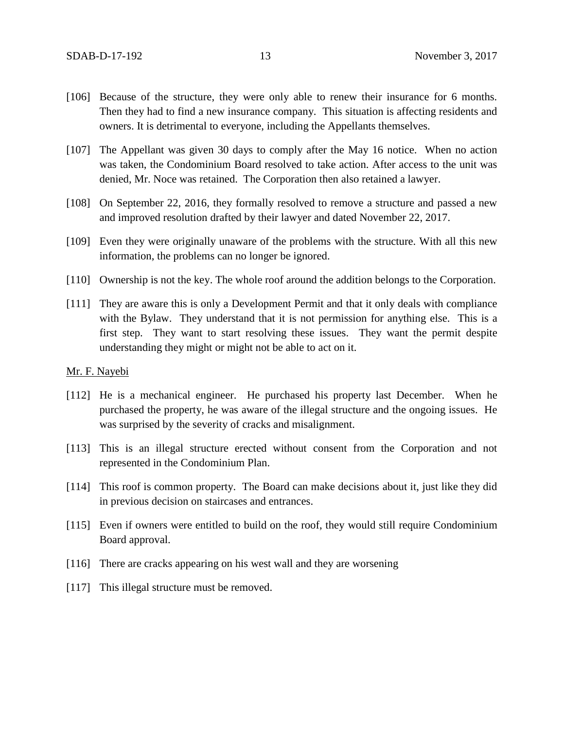[106] Because of the structure, they were only able to renew their insurance for 6 months. Then they had to find a new insurance company. This situation is affecting residents and owners. It is detrimental to everyone, including the Appellants themselves.

[107] The Appellant was given 30 days to comply after the May 16 notice. When no action was taken, the Condominium Board resolved to take action. After access to the unit was denied, Mr. Noce was retained. The Corporation then also retained a lawyer.

[108] On September 22, 2016, they formally resolved to remove a structure and passed a new and improved resolution drafted by their lawyer and dated November 22, 2017.

[109] Even they were originally unaware of the problems with the structure. With all this new information, the problems can no longer be ignored.

[110] Ownership is not the key. The whole roof around the addition belongs to the Corporation.

[111] They are aware this is only a Development Permit and that it only deals with compliance with the Bylaw. They understand that it is not permission for anything else. This is a first step. They want to start resolving these issues. They want the permit despite understanding they might or might not be able to act on it.

Mr. F. Nayebi

[112] He is a mechanical engineer. He purchased his property last December. When he purchased the property, he was aware of the illegal structure and the ongoing issues. He was surprised by the severity of cracks and misalignment.

[113] This is an illegal structure erected without consent from the Corporation and not represented in the Condominium Plan.

[114] This roof is common property. The Board can make decisions about it, just like they did in previous decision on staircases and entrances.

[115] Even if owners were entitled to build on the roof, they would still require Condominium Board approval.

[116] There are cracks appearing on his west wall and they are worsening

[117] This illegal structure must be removed.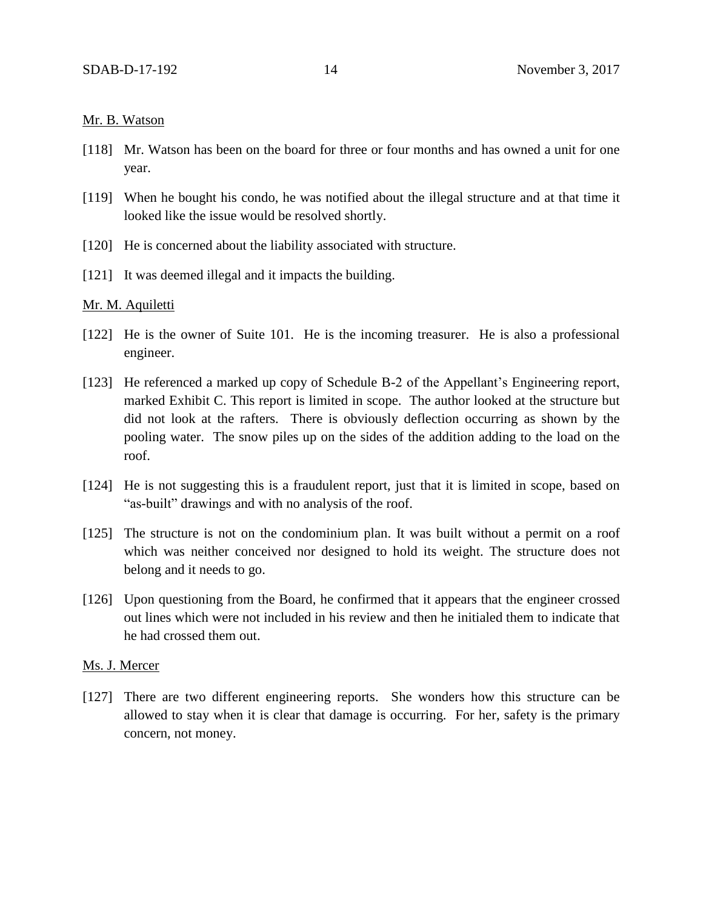Mr. B. Watson

[118] Mr. Watson has been on the board for three or four months and has owned a unit for one year.

[119] When he bought his condo, he was notified about the illegal structure and at that time it looked like the issue would be resolved shortly.

[120] He is concerned about the liability associated with structure.

[121] It was deemed illegal and it impacts the building.

Mr. M. Aquiletti

[122] He is the owner of Suite 101. He is the incoming treasurer. He is also a professional engineer.

[123] He referenced a marked up copy of Schedule B-2 of the Appellant's Engineering report, marked Exhibit C. This report is limited in scope. The author looked at the structure but did not look at the rafters. There is obviously deflection occurring as shown by the pooling water. The snow piles up on the sides of the addition adding to the load on the roof.

[124] He is not suggesting this is a fraudulent report, just that it is limited in scope, based on "as-built" drawings and with no analysis of the roof.

[125] The structure is not on the condominium plan. It was built without a permit on a roof which was neither conceived nor designed to hold its weight. The structure does not belong and it needs to go.

[126] Upon questioning from the Board, he confirmed that it appears that the engineer crossed out lines which were not included in his review and then he initialed them to indicate that he had crossed them out.

Ms. J. Mercer

[127] There are two different engineering reports. She wonders how this structure can be allowed to stay when it is clear that damage is occurring. For her, safety is the primary concern, not money.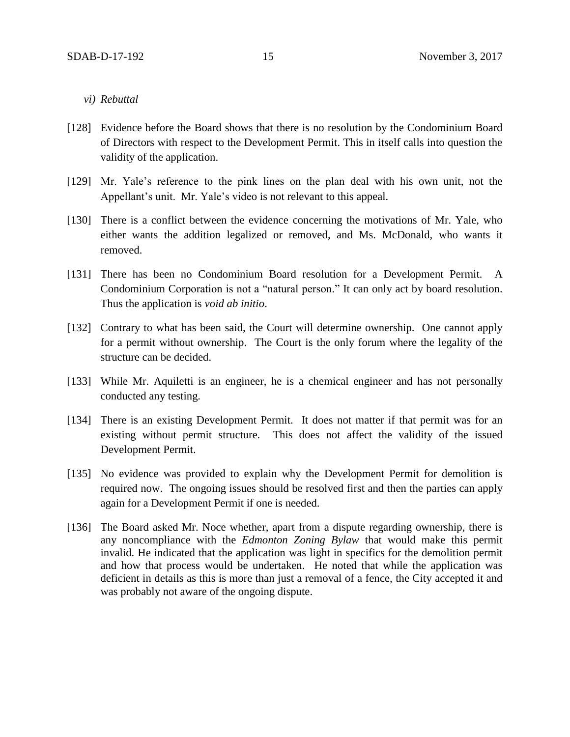*vi) Rebuttal*

[128] Evidence before the Board shows that there is no resolution by the Condominium Board of Directors with respect to the Development Permit. This in itself calls into question the validity of the application.

[129] Mr. Yale's reference to the pink lines on the plan deal with his own unit, not the Appellant's unit. Mr. Yale's video is not relevant to this appeal.

[130] There is a conflict between the evidence concerning the motivations of Mr. Yale, who either wants the addition legalized or removed, and Ms. McDonald, who wants it removed.

[131] There has been no Condominium Board resolution for a Development Permit. A Condominium Corporation is not a "natural person." It can only act by board resolution. Thus the application is *void ab initio*.

[132] Contrary to what has been said, the Court will determine ownership. One cannot apply for a permit without ownership. The Court is the only forum where the legality of the structure can be decided.

[133] While Mr. Aquiletti is an engineer, he is a chemical engineer and has not personally conducted any testing.

[134] There is an existing Development Permit. It does not matter if that permit was for an existing without permit structure. This does not affect the validity of the issued Development Permit.

[135] No evidence was provided to explain why the Development Permit for demolition is required now. The ongoing issues should be resolved first and then the parties can apply again for a Development Permit if one is needed.

[136] The Board asked Mr. Noce whether, apart from a dispute regarding ownership, there is any noncompliance with the *Edmonton Zoning Bylaw* that would make this permit invalid. He indicated that the application was light in specifics for the demolition permit and how that process would be undertaken. He noted that while the application was deficient in details as this is more than just a removal of a fence, the City accepted it and was probably not aware of the ongoing dispute.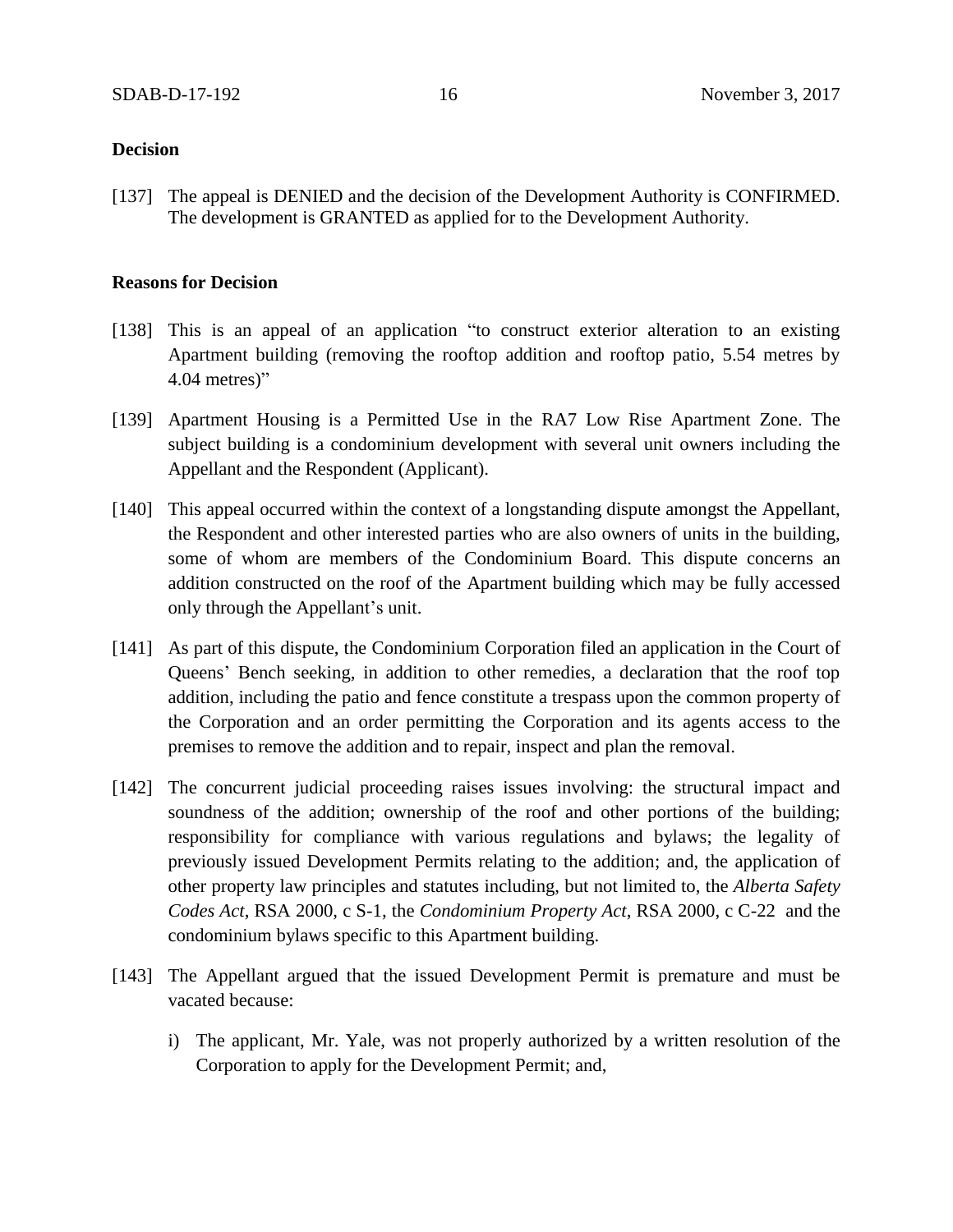**Decision**

[137] The appeal is DENIED and the decision of the Development Authority is CONFIRMED. The development is GRANTED as applied for to the Development Authority.

**Reasons for Decision**

[138] This is an appeal of an application "to construct exterior alteration to an existing Apartment building (removing the rooftop addition and rooftop patio, 5.54 metres by 4.04 metres)"

[139] Apartment Housing is a Permitted Use in the RA7 Low Rise Apartment Zone. The subject building is a condominium development with several unit owners including the Appellant and the Respondent (Applicant).

[140] This appeal occurred within the context of a longstanding dispute amongst the Appellant, the Respondent and other interested parties who are also owners of units in the building, some of whom are members of the Condominium Board. This dispute concerns an addition constructed on the roof of the Apartment building which may be fully accessed only through the Appellant's unit.

[141] As part of this dispute, the Condominium Corporation filed an application in the Court of Queens' Bench seeking, in addition to other remedies, a declaration that the roof top addition, including the patio and fence constitute a trespass upon the common property of the Corporation and an order permitting the Corporation and its agents access to the premises to remove the addition and to repair, inspect and plan the removal.

[142] The concurrent judicial proceeding raises issues involving: the structural impact and soundness of the addition; ownership of the roof and other portions of the building; responsibility for compliance with various regulations and bylaws; the legality of previously issued Development Permits relating to the addition; and, the application of other property law principles and statutes including, but not limited to, the *Alberta Safety Codes Act*, RSA 2000, c S-1, the *Condominium Property Act*, RSA 2000, c C-22 and the condominium bylaws specific to this Apartment building.

[143] The Appellant argued that the issued Development Permit is premature and must be vacated because:

i) The applicant, Mr. Yale, was not properly authorized by a written resolution of the Corporation to apply for the Development Permit; and,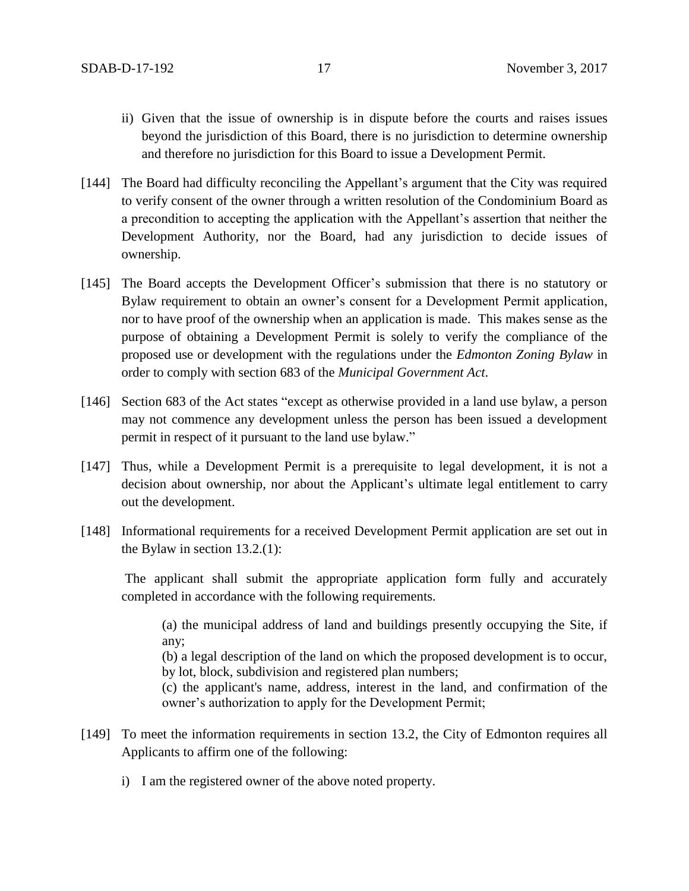ii) Given that the issue of ownership is in dispute before the courts and raises issues beyond the jurisdiction of this Board, there is no jurisdiction to determine ownership and therefore no jurisdiction for this Board to issue a Development Permit.

[144] The Board had difficulty reconciling the Appellant's argument that the City was required to verify consent of the owner through a written resolution of the Condominium Board as a precondition to accepting the application with the Appellant's assertion that neither the Development Authority, nor the Board, had any jurisdiction to decide issues of ownership.

[145] The Board accepts the Development Officer's submission that there is no statutory or Bylaw requirement to obtain an owner's consent for a Development Permit application, nor to have proof of the ownership when an application is made. This makes sense as the purpose of obtaining a Development Permit is solely to verify the compliance of the proposed use or development with the regulations under the *Edmonton Zoning Bylaw* in order to comply with section 683 of the *Municipal Government Act*.

[146] Section 683 of the Act states "except as otherwise provided in a land use bylaw, a person may not commence any development unless the person has been issued a development permit in respect of it pursuant to the land use bylaw."

[147] Thus, while a Development Permit is a prerequisite to legal development, it is not a decision about ownership, nor about the Applicant's ultimate legal entitlement to carry out the development.

[148] Informational requirements for a received Development Permit application are set out in the Bylaw in section 13.2.(1):

> The applicant shall submit the appropriate application form fully and accurately completed in accordance with the following requirements.
>
> > (a) the municipal address of land and buildings presently occupying the Site, if any;
> > (b) a legal description of the land on which the proposed development is to occur, by lot, block, subdivision and registered plan numbers;
> > (c) the applicant's name, address, interest in the land, and confirmation of the owner's authorization to apply for the Development Permit;

[149] To meet the information requirements in section 13.2, the City of Edmonton requires all Applicants to affirm one of the following:

i) I am the registered owner of the above noted property.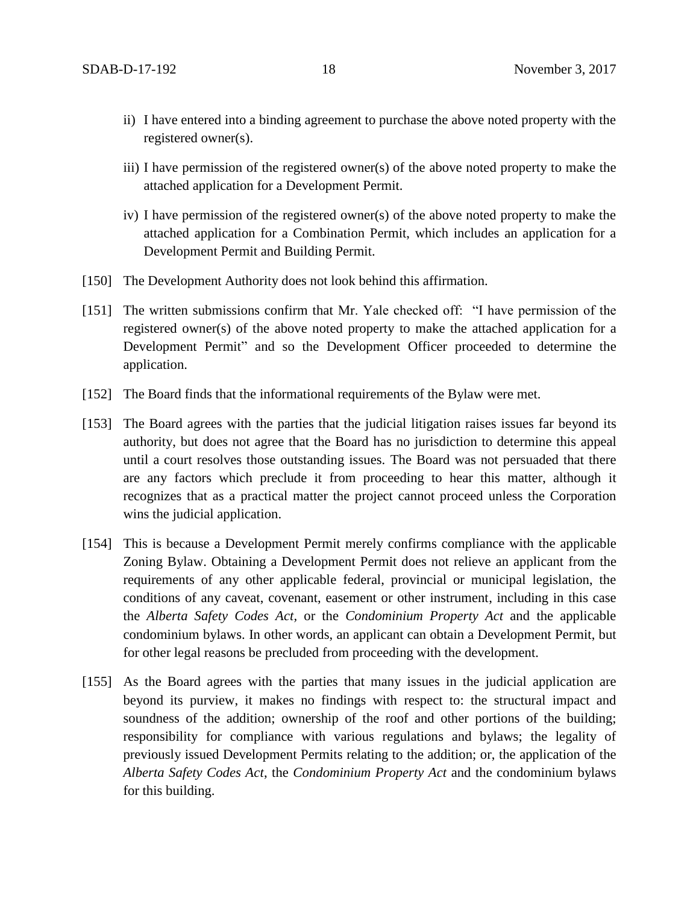ii) I have entered into a binding agreement to purchase the above noted property with the registered owner(s).

iii) I have permission of the registered owner(s) of the above noted property to make the attached application for a Development Permit.

iv) I have permission of the registered owner(s) of the above noted property to make the attached application for a Combination Permit, which includes an application for a Development Permit and Building Permit.

[150] The Development Authority does not look behind this affirmation.

[151] The written submissions confirm that Mr. Yale checked off: "I have permission of the registered owner(s) of the above noted property to make the attached application for a Development Permit" and so the Development Officer proceeded to determine the application.

[152] The Board finds that the informational requirements of the Bylaw were met.

[153] The Board agrees with the parties that the judicial litigation raises issues far beyond its authority, but does not agree that the Board has no jurisdiction to determine this appeal until a court resolves those outstanding issues. The Board was not persuaded that there are any factors which preclude it from proceeding to hear this matter, although it recognizes that as a practical matter the project cannot proceed unless the Corporation wins the judicial application.

[154] This is because a Development Permit merely confirms compliance with the applicable Zoning Bylaw. Obtaining a Development Permit does not relieve an applicant from the requirements of any other applicable federal, provincial or municipal legislation, the conditions of any caveat, covenant, easement or other instrument, including in this case the *Alberta Safety Codes Act,* or the *Condominium Property Act* and the applicable condominium bylaws. In other words, an applicant can obtain a Development Permit, but for other legal reasons be precluded from proceeding with the development.

[155] As the Board agrees with the parties that many issues in the judicial application are beyond its purview, it makes no findings with respect to: the structural impact and soundness of the addition; ownership of the roof and other portions of the building; responsibility for compliance with various regulations and bylaws; the legality of previously issued Development Permits relating to the addition; or, the application of the *Alberta Safety Codes Act*, the *Condominium Property Act* and the condominium bylaws for this building.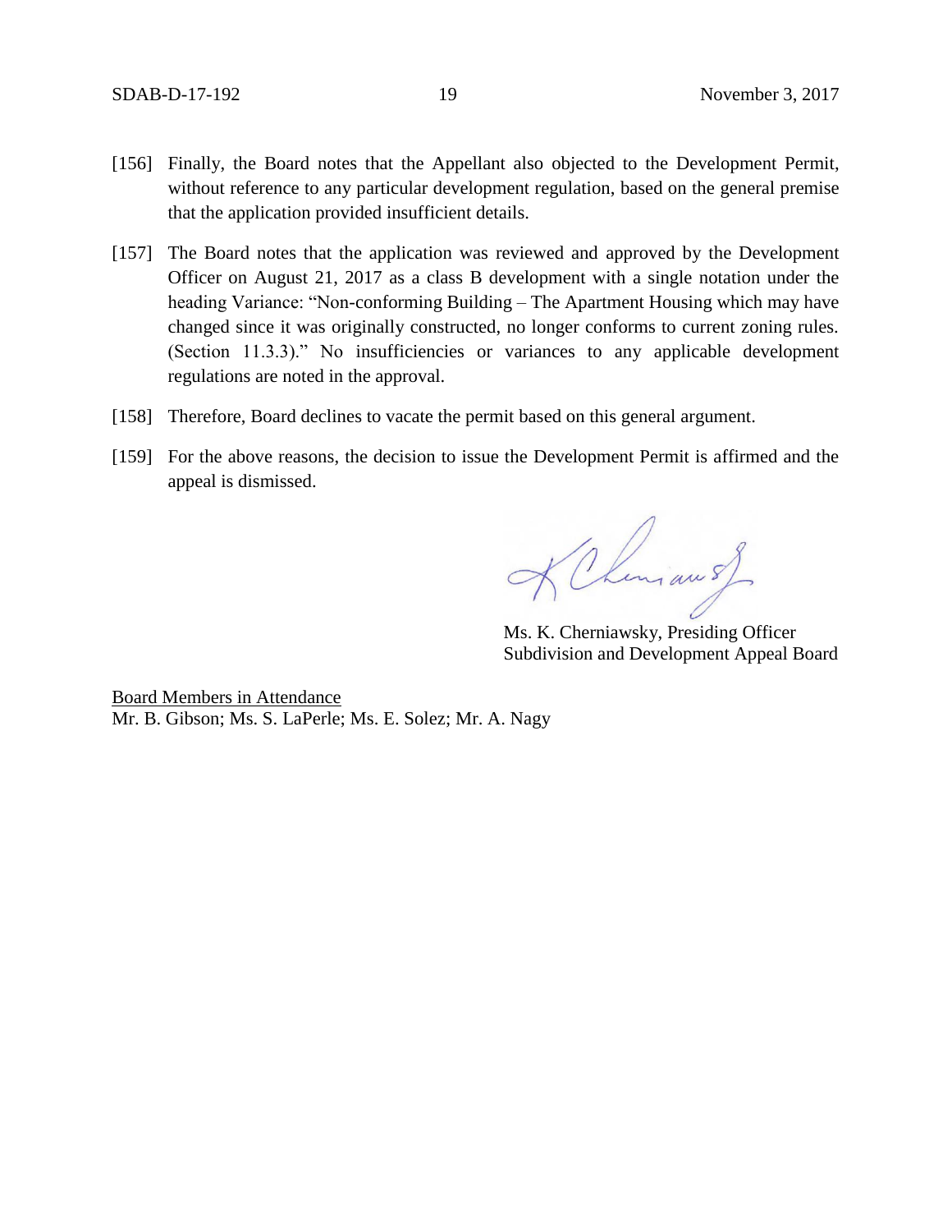[156] Finally, the Board notes that the Appellant also objected to the Development Permit, without reference to any particular development regulation, based on the general premise that the application provided insufficient details.

[157] The Board notes that the application was reviewed and approved by the Development Officer on August 21, 2017 as a class B development with a single notation under the heading Variance: "Non-conforming Building – The Apartment Housing which may have changed since it was originally constructed, no longer conforms to current zoning rules. (Section 11.3.3)." No insufficiencies or variances to any applicable development regulations are noted in the approval.

[158] Therefore, Board declines to vacate the permit based on this general argument.

[159] For the above reasons, the decision to issue the Development Permit is affirmed and the appeal is dismissed.

Ms. K. Cherniawsky, Presiding Officer
Subdivision and Development Appeal Board

<u>Board Members in Attendance</u>
Mr. B. Gibson; Ms. S. LaPerle; Ms. E. Solez; Mr. A. Nagy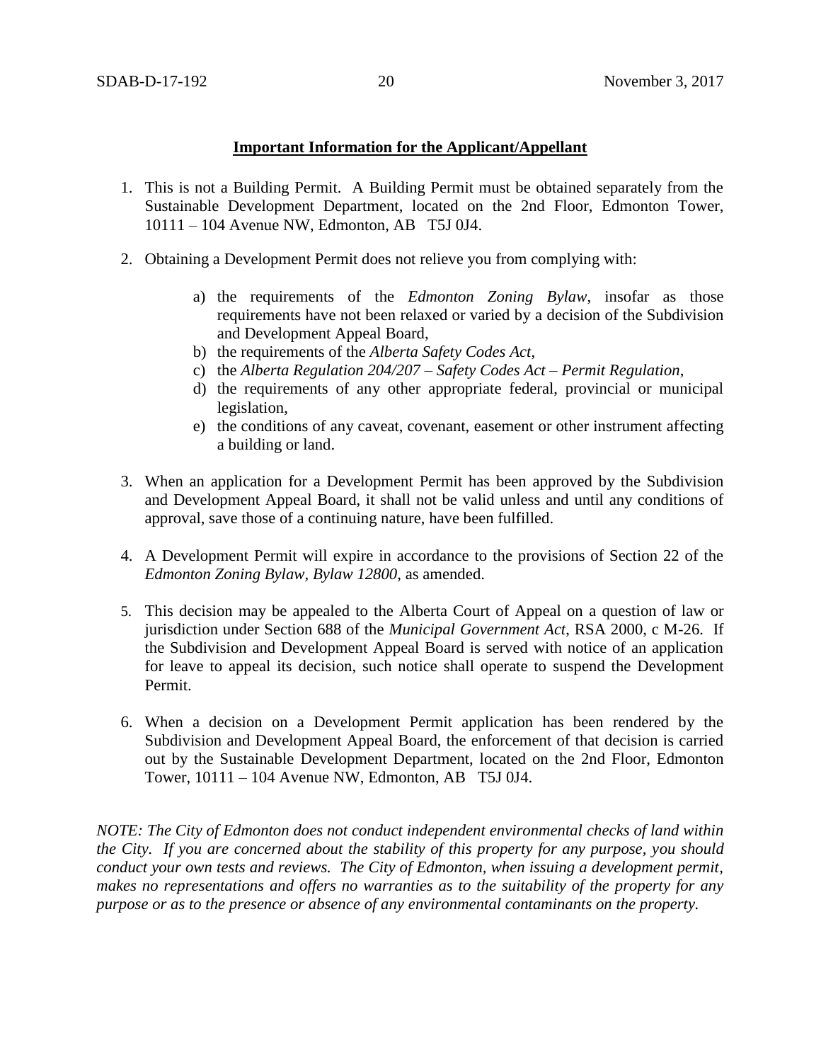**Important Information for the Applicant/Appellant**

1. This is not a Building Permit. A Building Permit must be obtained separately from the Sustainable Development Department, located on the 2nd Floor, Edmonton Tower, 10111 – 104 Avenue NW, Edmonton, AB T5J 0J4.

2. Obtaining a Development Permit does not relieve you from complying with:

   a) the requirements of the *Edmonton Zoning Bylaw*, insofar as those requirements have not been relaxed or varied by a decision of the Subdivision and Development Appeal Board,
   b) the requirements of the *Alberta Safety Codes Act*,
   c) the *Alberta Regulation 204/207 – Safety Codes Act – Permit Regulation*,
   d) the requirements of any other appropriate federal, provincial or municipal legislation,
   e) the conditions of any caveat, covenant, easement or other instrument affecting a building or land.

3. When an application for a Development Permit has been approved by the Subdivision and Development Appeal Board, it shall not be valid unless and until any conditions of approval, save those of a continuing nature, have been fulfilled.

4. A Development Permit will expire in accordance to the provisions of Section 22 of the *Edmonton Zoning Bylaw, Bylaw 12800*, as amended.

5. This decision may be appealed to the Alberta Court of Appeal on a question of law or jurisdiction under Section 688 of the *Municipal Government Act*, RSA 2000, c M-26. If the Subdivision and Development Appeal Board is served with notice of an application for leave to appeal its decision, such notice shall operate to suspend the Development Permit.

6. When a decision on a Development Permit application has been rendered by the Subdivision and Development Appeal Board, the enforcement of that decision is carried out by the Sustainable Development Department, located on the 2nd Floor, Edmonton Tower, 10111 – 104 Avenue NW, Edmonton, AB T5J 0J4.

*NOTE: The City of Edmonton does not conduct independent environmental checks of land within the City. If you are concerned about the stability of this property for any purpose, you should conduct your own tests and reviews. The City of Edmonton, when issuing a development permit, makes no representations and offers no warranties as to the suitability of the property for any purpose or as to the presence or absence of any environmental contaminants on the property.*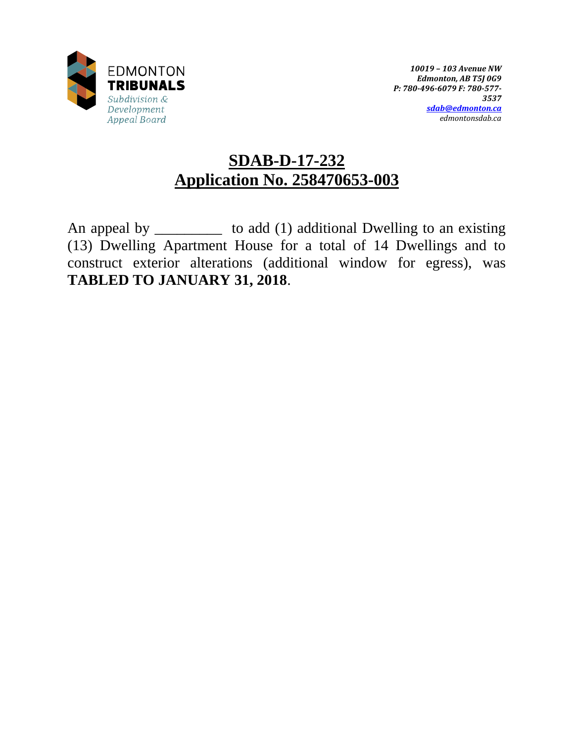EDMONTON
**TRIBUNALS**
*Subdivision & Development Appeal Board*

*10019 – 103 Avenue NW*
*Edmonton, AB T5J 0G9*
*P: 780-496-6079 F: 780-577-3537*
*sdab@edmonton.ca*
*edmontonsdab.ca*

# SDAB-D-17-232
# Application No. 258470653-003

An appeal by _________ to add (1) additional Dwelling to an existing (13) Dwelling Apartment House for a total of 14 Dwellings and to construct exterior alterations (additional window for egress), was **TABLED TO JANUARY 31, 2018**.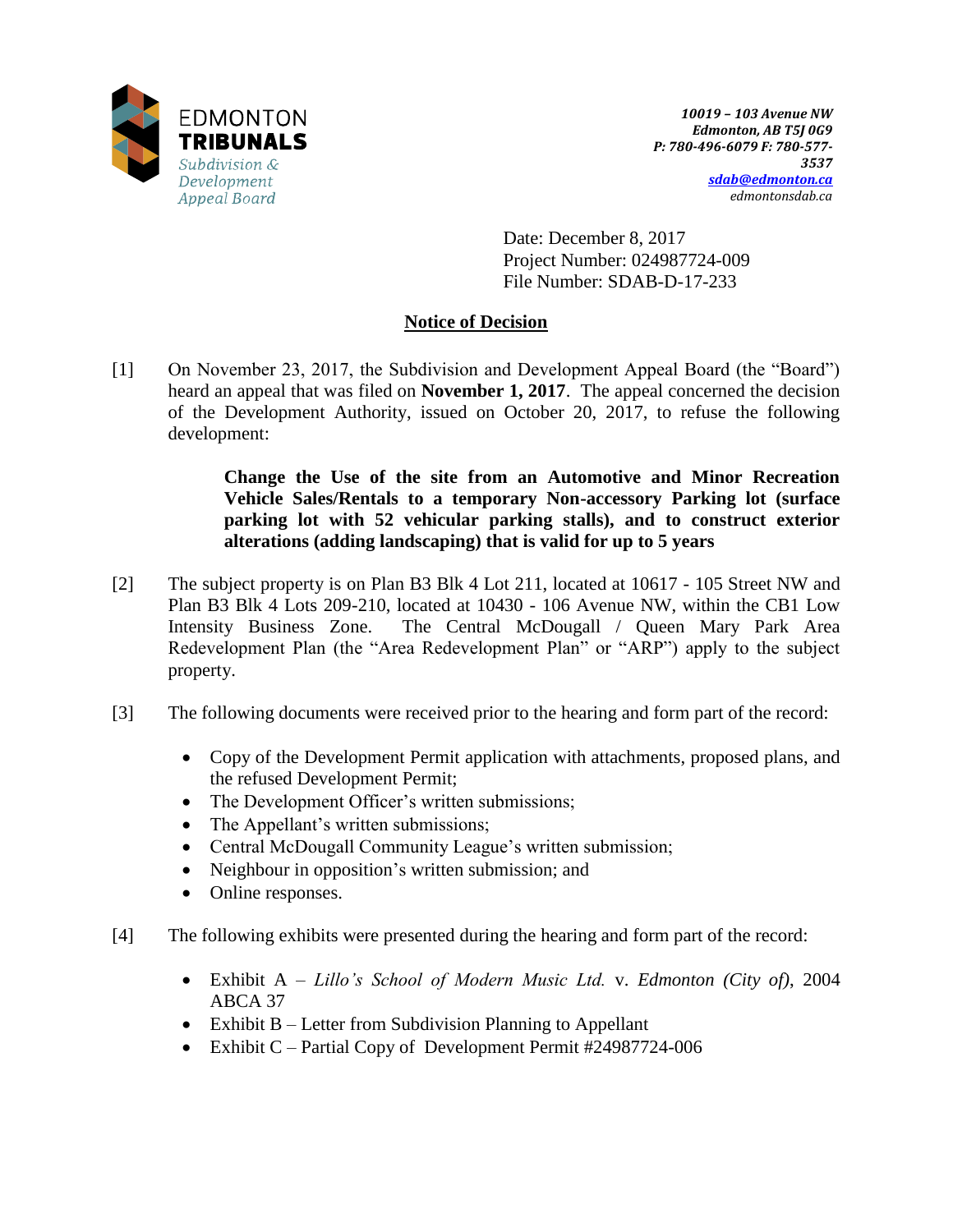EDMONTON
**TRIBUNALS**
*Subdivision & Development Appeal Board*

*10019 – 103 Avenue NW*
*Edmonton, AB T5J 0G9*
*P: 780-496-6079 F: 780-577-3537*
*sdab@edmonton.ca*
*edmontonsdab.ca*

Date: December 8, 2017
Project Number: 024987724-009
File Number: SDAB-D-17-233

## Notice of Decision

[1] On November 23, 2017, the Subdivision and Development Appeal Board (the "Board") heard an appeal that was filed on **November 1, 2017**. The appeal concerned the decision of the Development Authority, issued on October 20, 2017, to refuse the following development:

> **Change the Use of the site from an Automotive and Minor Recreation Vehicle Sales/Rentals to a temporary Non-accessory Parking lot (surface parking lot with 52 vehicular parking stalls), and to construct exterior alterations (adding landscaping) that is valid for up to 5 years**

[2] The subject property is on Plan B3 Blk 4 Lot 211, located at 10617 - 105 Street NW and Plan B3 Blk 4 Lots 209-210, located at 10430 - 106 Avenue NW, within the CB1 Low Intensity Business Zone. The Central McDougall / Queen Mary Park Area Redevelopment Plan (the "Area Redevelopment Plan" or "ARP") apply to the subject property.

[3] The following documents were received prior to the hearing and form part of the record:

- Copy of the Development Permit application with attachments, proposed plans, and the refused Development Permit;
- The Development Officer's written submissions;
- The Appellant's written submissions;
- Central McDougall Community League's written submission;
- Neighbour in opposition's written submission; and
- Online responses.

[4] The following exhibits were presented during the hearing and form part of the record:

- Exhibit A – *Lillo's School of Modern Music Ltd.* v. *Edmonton (City of)*, 2004 ABCA 37
- Exhibit B – Letter from Subdivision Planning to Appellant
- Exhibit C – Partial Copy of Development Permit #24987724-006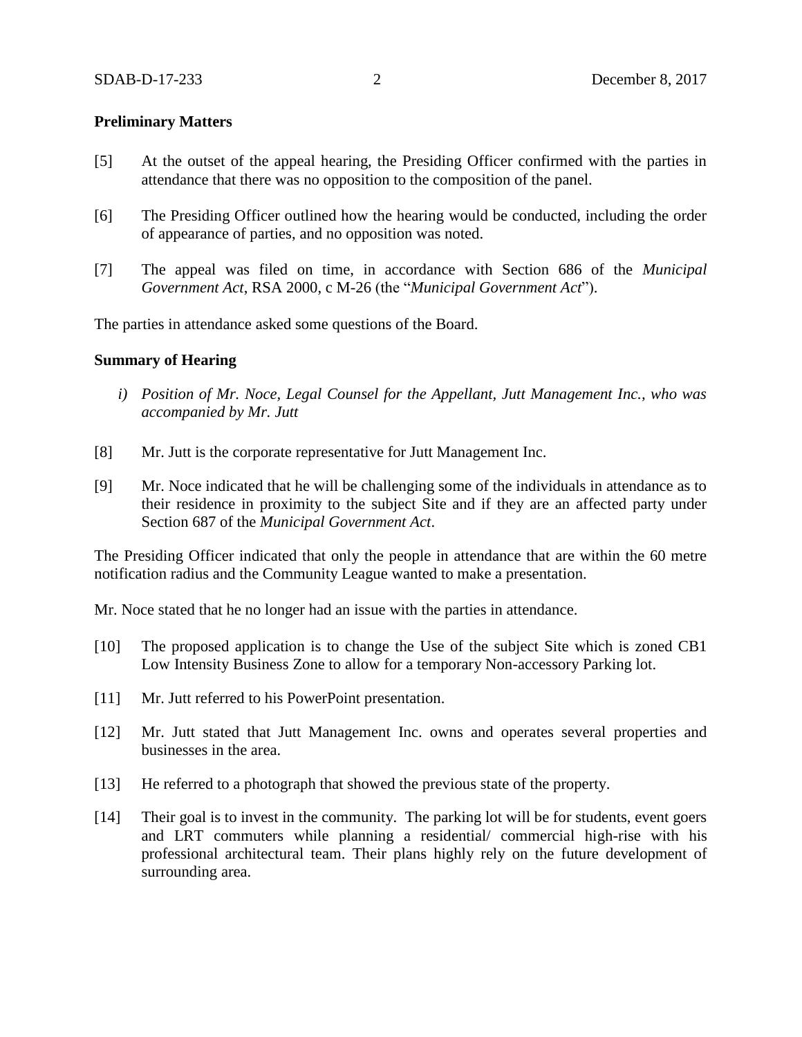**Preliminary Matters**

[5] At the outset of the appeal hearing, the Presiding Officer confirmed with the parties in attendance that there was no opposition to the composition of the panel.

[6] The Presiding Officer outlined how the hearing would be conducted, including the order of appearance of parties, and no opposition was noted.

[7] The appeal was filed on time, in accordance with Section 686 of the *Municipal Government Act*, RSA 2000, c M-26 (the "*Municipal Government Act*").

The parties in attendance asked some questions of the Board.

**Summary of Hearing**

*i) Position of Mr. Noce, Legal Counsel for the Appellant, Jutt Management Inc., who was accompanied by Mr. Jutt*

[8] Mr. Jutt is the corporate representative for Jutt Management Inc.

[9] Mr. Noce indicated that he will be challenging some of the individuals in attendance as to their residence in proximity to the subject Site and if they are an affected party under Section 687 of the *Municipal Government Act*.

The Presiding Officer indicated that only the people in attendance that are within the 60 metre notification radius and the Community League wanted to make a presentation.

Mr. Noce stated that he no longer had an issue with the parties in attendance.

[10] The proposed application is to change the Use of the subject Site which is zoned CB1 Low Intensity Business Zone to allow for a temporary Non-accessory Parking lot.

[11] Mr. Jutt referred to his PowerPoint presentation.

[12] Mr. Jutt stated that Jutt Management Inc. owns and operates several properties and businesses in the area.

[13] He referred to a photograph that showed the previous state of the property.

[14] Their goal is to invest in the community. The parking lot will be for students, event goers and LRT commuters while planning a residential/ commercial high-rise with his professional architectural team. Their plans highly rely on the future development of surrounding area.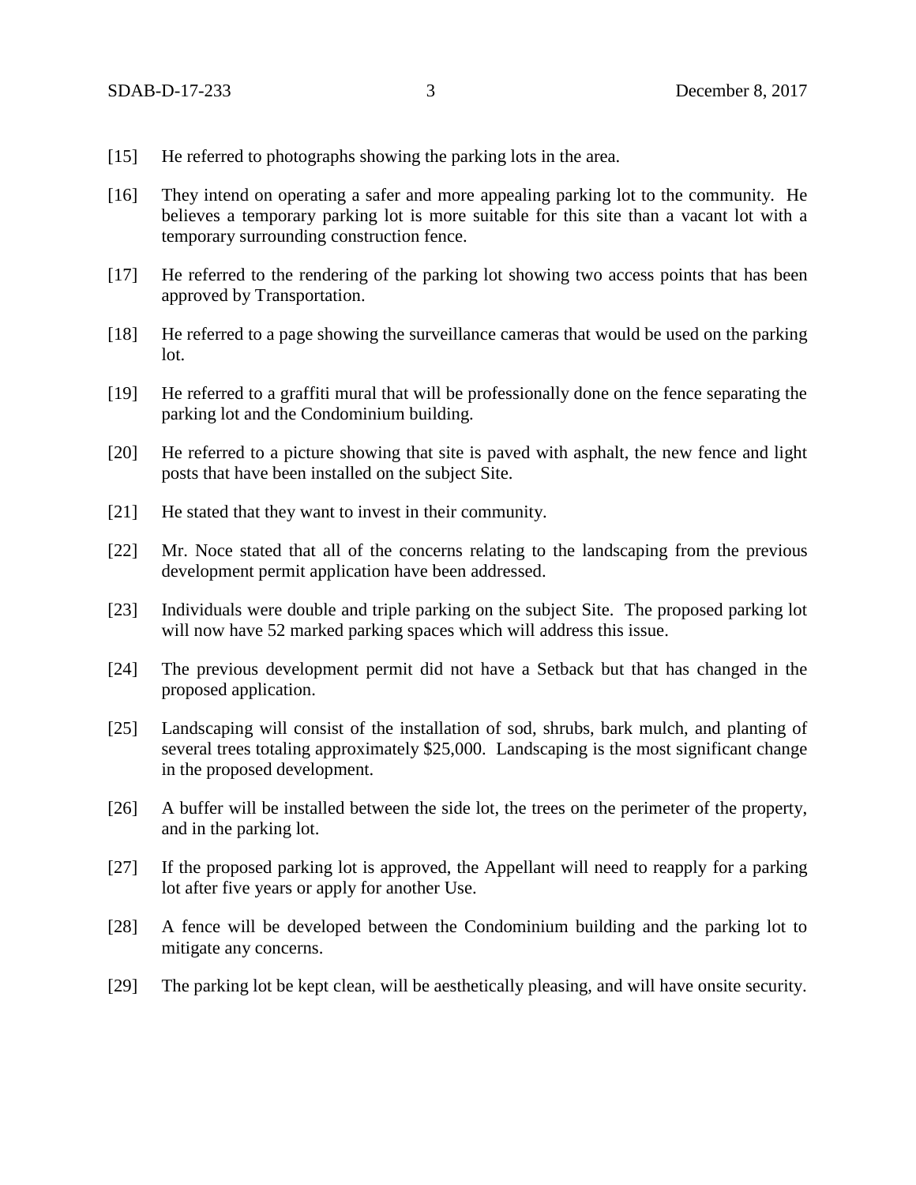[15] He referred to photographs showing the parking lots in the area.

[16] They intend on operating a safer and more appealing parking lot to the community. He believes a temporary parking lot is more suitable for this site than a vacant lot with a temporary surrounding construction fence.

[17] He referred to the rendering of the parking lot showing two access points that has been approved by Transportation.

[18] He referred to a page showing the surveillance cameras that would be used on the parking lot.

[19] He referred to a graffiti mural that will be professionally done on the fence separating the parking lot and the Condominium building.

[20] He referred to a picture showing that site is paved with asphalt, the new fence and light posts that have been installed on the subject Site.

[21] He stated that they want to invest in their community.

[22] Mr. Noce stated that all of the concerns relating to the landscaping from the previous development permit application have been addressed.

[23] Individuals were double and triple parking on the subject Site. The proposed parking lot will now have 52 marked parking spaces which will address this issue.

[24] The previous development permit did not have a Setback but that has changed in the proposed application.

[25] Landscaping will consist of the installation of sod, shrubs, bark mulch, and planting of several trees totaling approximately $25,000. Landscaping is the most significant change in the proposed development.

[26] A buffer will be installed between the side lot, the trees on the perimeter of the property, and in the parking lot.

[27] If the proposed parking lot is approved, the Appellant will need to reapply for a parking lot after five years or apply for another Use.

[28] A fence will be developed between the Condominium building and the parking lot to mitigate any concerns.

[29] The parking lot be kept clean, will be aesthetically pleasing, and will have onsite security.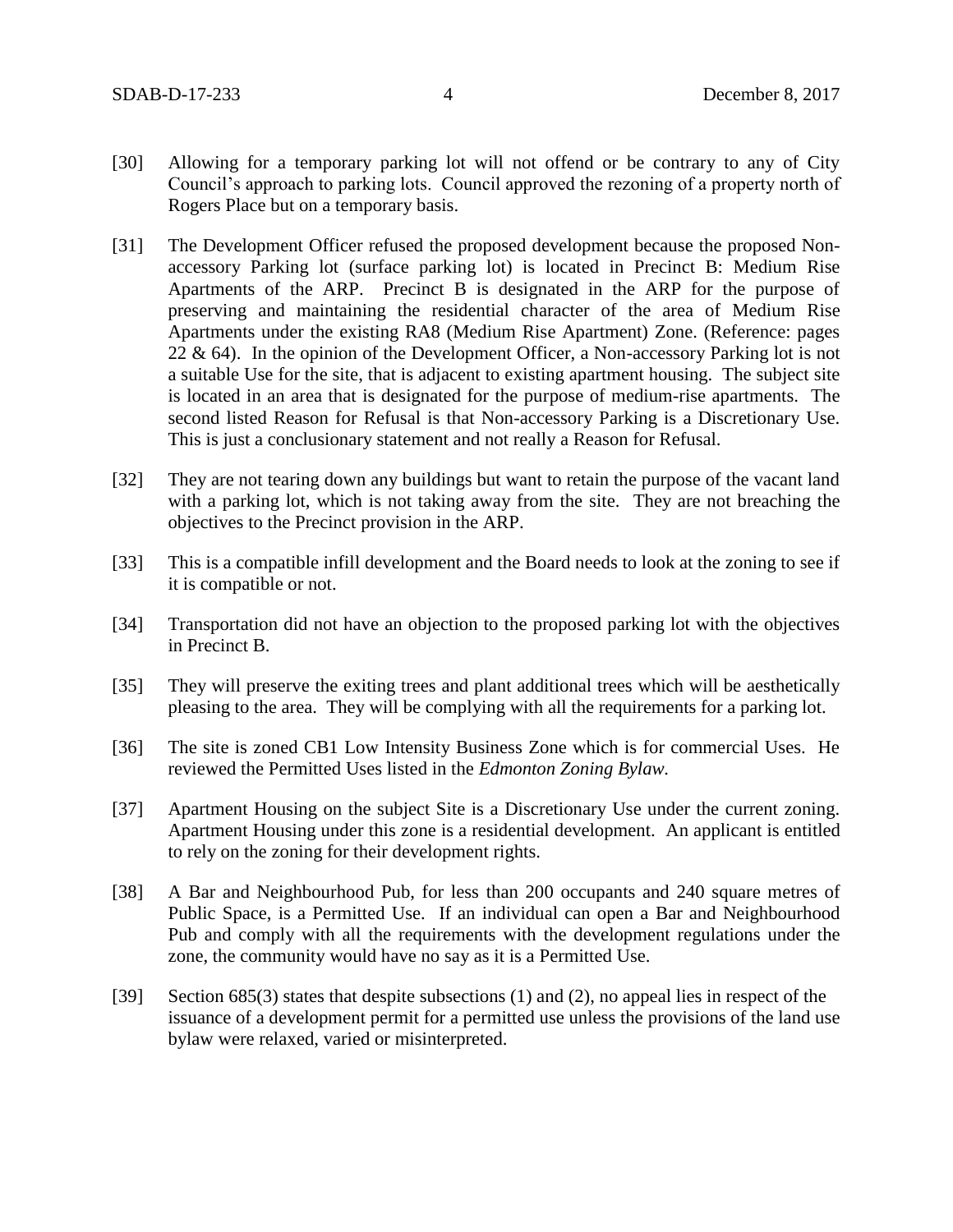[30] Allowing for a temporary parking lot will not offend or be contrary to any of City Council's approach to parking lots. Council approved the rezoning of a property north of Rogers Place but on a temporary basis.

[31] The Development Officer refused the proposed development because the proposed Non-accessory Parking lot (surface parking lot) is located in Precinct B: Medium Rise Apartments of the ARP. Precinct B is designated in the ARP for the purpose of preserving and maintaining the residential character of the area of Medium Rise Apartments under the existing RA8 (Medium Rise Apartment) Zone. (Reference: pages 22 & 64). In the opinion of the Development Officer, a Non-accessory Parking lot is not a suitable Use for the site, that is adjacent to existing apartment housing. The subject site is located in an area that is designated for the purpose of medium-rise apartments. The second listed Reason for Refusal is that Non-accessory Parking is a Discretionary Use. This is just a conclusionary statement and not really a Reason for Refusal.

[32] They are not tearing down any buildings but want to retain the purpose of the vacant land with a parking lot, which is not taking away from the site. They are not breaching the objectives to the Precinct provision in the ARP.

[33] This is a compatible infill development and the Board needs to look at the zoning to see if it is compatible or not.

[34] Transportation did not have an objection to the proposed parking lot with the objectives in Precinct B.

[35] They will preserve the exiting trees and plant additional trees which will be aesthetically pleasing to the area. They will be complying with all the requirements for a parking lot.

[36] The site is zoned CB1 Low Intensity Business Zone which is for commercial Uses. He reviewed the Permitted Uses listed in the *Edmonton Zoning Bylaw.*

[37] Apartment Housing on the subject Site is a Discretionary Use under the current zoning. Apartment Housing under this zone is a residential development. An applicant is entitled to rely on the zoning for their development rights.

[38] A Bar and Neighbourhood Pub, for less than 200 occupants and 240 square metres of Public Space, is a Permitted Use. If an individual can open a Bar and Neighbourhood Pub and comply with all the requirements with the development regulations under the zone, the community would have no say as it is a Permitted Use.

[39] Section 685(3) states that despite subsections (1) and (2), no appeal lies in respect of the issuance of a development permit for a permitted use unless the provisions of the land use bylaw were relaxed, varied or misinterpreted.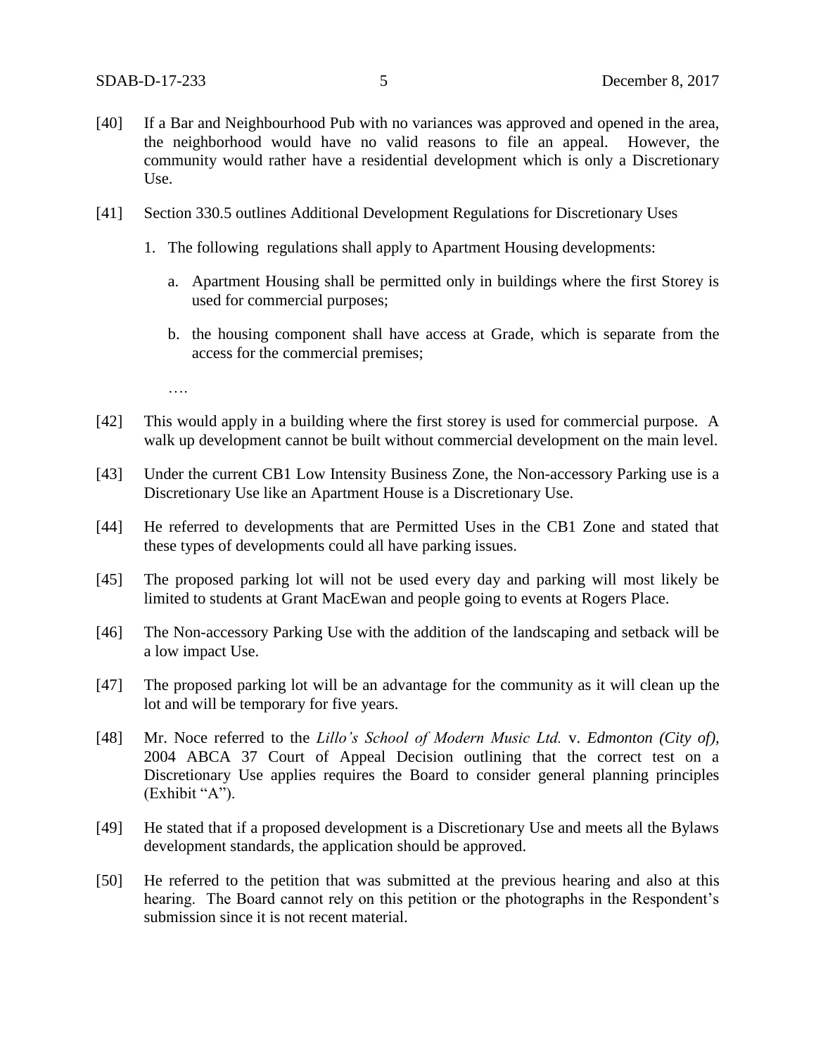[40] If a Bar and Neighbourhood Pub with no variances was approved and opened in the area, the neighborhood would have no valid reasons to file an appeal. However, the community would rather have a residential development which is only a Discretionary Use.

[41] Section 330.5 outlines Additional Development Regulations for Discretionary Uses

1. The following regulations shall apply to Apartment Housing developments:

   a. Apartment Housing shall be permitted only in buildings where the first Storey is used for commercial purposes;

   b. the housing component shall have access at Grade, which is separate from the access for the commercial premises;

   ….

[42] This would apply in a building where the first storey is used for commercial purpose. A walk up development cannot be built without commercial development on the main level.

[43] Under the current CB1 Low Intensity Business Zone, the Non-accessory Parking use is a Discretionary Use like an Apartment House is a Discretionary Use.

[44] He referred to developments that are Permitted Uses in the CB1 Zone and stated that these types of developments could all have parking issues.

[45] The proposed parking lot will not be used every day and parking will most likely be limited to students at Grant MacEwan and people going to events at Rogers Place.

[46] The Non-accessory Parking Use with the addition of the landscaping and setback will be a low impact Use.

[47] The proposed parking lot will be an advantage for the community as it will clean up the lot and will be temporary for five years.

[48] Mr. Noce referred to the *Lillo's School of Modern Music Ltd.* v. *Edmonton (City of)*, 2004 ABCA 37 Court of Appeal Decision outlining that the correct test on a Discretionary Use applies requires the Board to consider general planning principles (Exhibit "A").

[49] He stated that if a proposed development is a Discretionary Use and meets all the Bylaws development standards, the application should be approved.

[50] He referred to the petition that was submitted at the previous hearing and also at this hearing. The Board cannot rely on this petition or the photographs in the Respondent's submission since it is not recent material.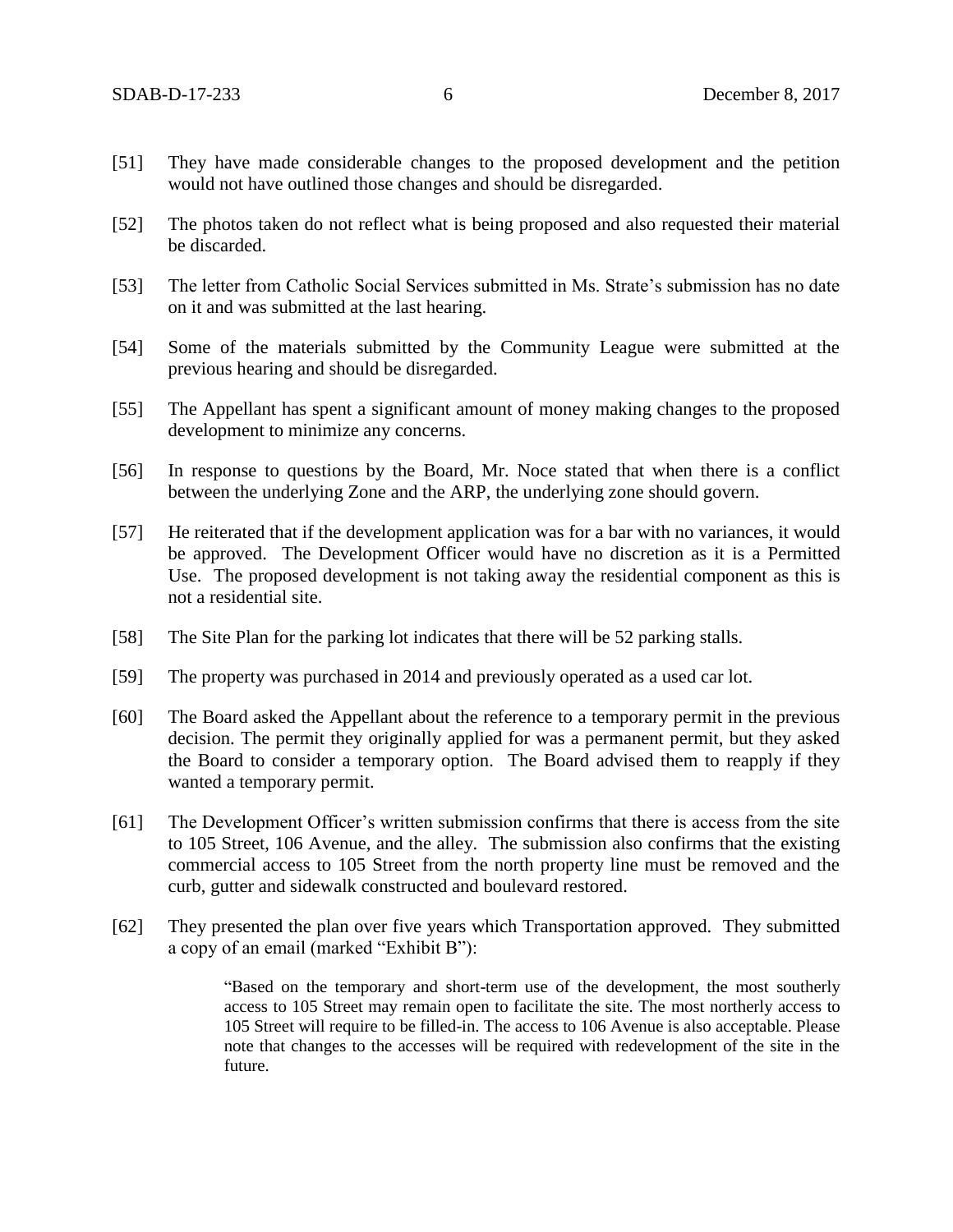[51] They have made considerable changes to the proposed development and the petition would not have outlined those changes and should be disregarded.

[52] The photos taken do not reflect what is being proposed and also requested their material be discarded.

[53] The letter from Catholic Social Services submitted in Ms. Strate's submission has no date on it and was submitted at the last hearing.

[54] Some of the materials submitted by the Community League were submitted at the previous hearing and should be disregarded.

[55] The Appellant has spent a significant amount of money making changes to the proposed development to minimize any concerns.

[56] In response to questions by the Board, Mr. Noce stated that when there is a conflict between the underlying Zone and the ARP, the underlying zone should govern.

[57] He reiterated that if the development application was for a bar with no variances, it would be approved. The Development Officer would have no discretion as it is a Permitted Use. The proposed development is not taking away the residential component as this is not a residential site.

[58] The Site Plan for the parking lot indicates that there will be 52 parking stalls.

[59] The property was purchased in 2014 and previously operated as a used car lot.

[60] The Board asked the Appellant about the reference to a temporary permit in the previous decision. The permit they originally applied for was a permanent permit, but they asked the Board to consider a temporary option. The Board advised them to reapply if they wanted a temporary permit.

[61] The Development Officer's written submission confirms that there is access from the site to 105 Street, 106 Avenue, and the alley. The submission also confirms that the existing commercial access to 105 Street from the north property line must be removed and the curb, gutter and sidewalk constructed and boulevard restored.

[62] They presented the plan over five years which Transportation approved. They submitted a copy of an email (marked "Exhibit B"):

> "Based on the temporary and short-term use of the development, the most southerly access to 105 Street may remain open to facilitate the site. The most northerly access to 105 Street will require to be filled-in. The access to 106 Avenue is also acceptable. Please note that changes to the accesses will be required with redevelopment of the site in the future.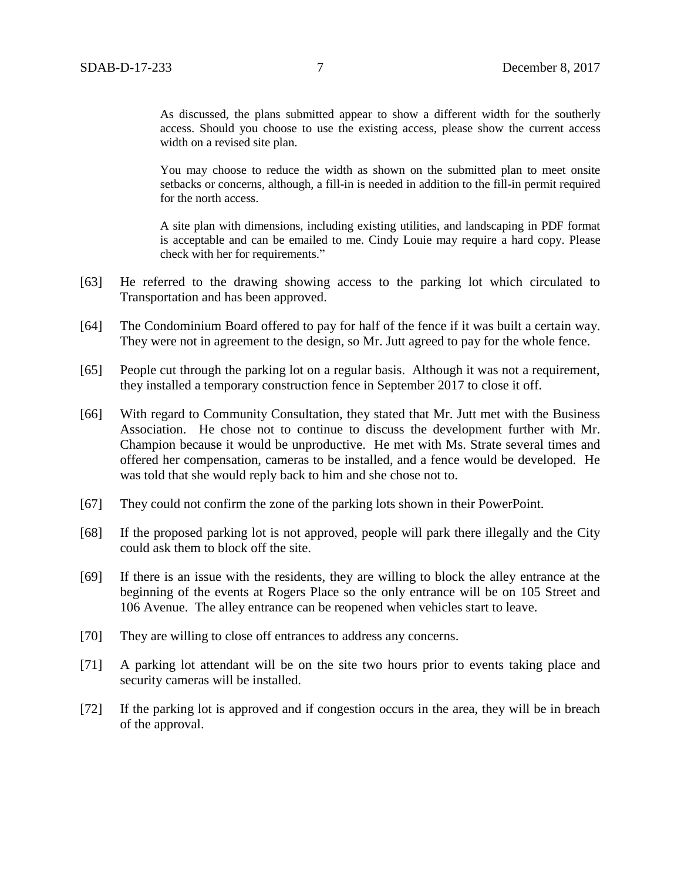> As discussed, the plans submitted appear to show a different width for the southerly access. Should you choose to use the existing access, please show the current access width on a revised site plan.
>
> You may choose to reduce the width as shown on the submitted plan to meet onsite setbacks or concerns, although, a fill-in is needed in addition to the fill-in permit required for the north access.
>
> A site plan with dimensions, including existing utilities, and landscaping in PDF format is acceptable and can be emailed to me. Cindy Louie may require a hard copy. Please check with her for requirements."

[63] He referred to the drawing showing access to the parking lot which circulated to Transportation and has been approved.

[64] The Condominium Board offered to pay for half of the fence if it was built a certain way. They were not in agreement to the design, so Mr. Jutt agreed to pay for the whole fence.

[65] People cut through the parking lot on a regular basis. Although it was not a requirement, they installed a temporary construction fence in September 2017 to close it off.

[66] With regard to Community Consultation, they stated that Mr. Jutt met with the Business Association. He chose not to continue to discuss the development further with Mr. Champion because it would be unproductive. He met with Ms. Strate several times and offered her compensation, cameras to be installed, and a fence would be developed. He was told that she would reply back to him and she chose not to.

[67] They could not confirm the zone of the parking lots shown in their PowerPoint.

[68] If the proposed parking lot is not approved, people will park there illegally and the City could ask them to block off the site.

[69] If there is an issue with the residents, they are willing to block the alley entrance at the beginning of the events at Rogers Place so the only entrance will be on 105 Street and 106 Avenue. The alley entrance can be reopened when vehicles start to leave.

[70] They are willing to close off entrances to address any concerns.

[71] A parking lot attendant will be on the site two hours prior to events taking place and security cameras will be installed.

[72] If the parking lot is approved and if congestion occurs in the area, they will be in breach of the approval.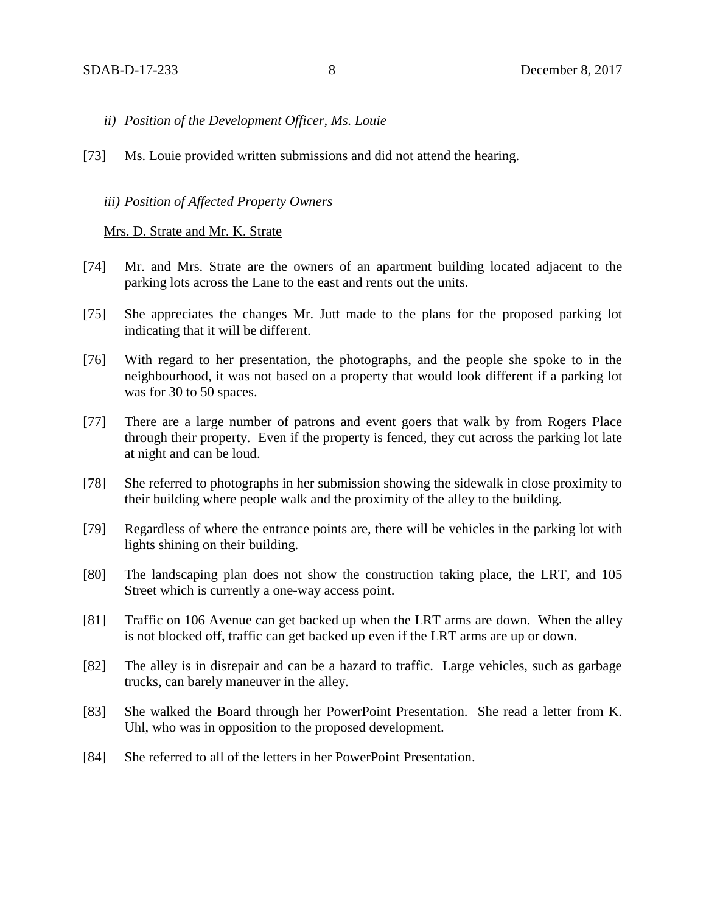*ii) Position of the Development Officer, Ms. Louie*

[73] Ms. Louie provided written submissions and did not attend the hearing.

*iii) Position of Affected Property Owners*

Mrs. D. Strate and Mr. K. Strate

[74] Mr. and Mrs. Strate are the owners of an apartment building located adjacent to the parking lots across the Lane to the east and rents out the units.

[75] She appreciates the changes Mr. Jutt made to the plans for the proposed parking lot indicating that it will be different.

[76] With regard to her presentation, the photographs, and the people she spoke to in the neighbourhood, it was not based on a property that would look different if a parking lot was for 30 to 50 spaces.

[77] There are a large number of patrons and event goers that walk by from Rogers Place through their property. Even if the property is fenced, they cut across the parking lot late at night and can be loud.

[78] She referred to photographs in her submission showing the sidewalk in close proximity to their building where people walk and the proximity of the alley to the building.

[79] Regardless of where the entrance points are, there will be vehicles in the parking lot with lights shining on their building.

[80] The landscaping plan does not show the construction taking place, the LRT, and 105 Street which is currently a one-way access point.

[81] Traffic on 106 Avenue can get backed up when the LRT arms are down. When the alley is not blocked off, traffic can get backed up even if the LRT arms are up or down.

[82] The alley is in disrepair and can be a hazard to traffic. Large vehicles, such as garbage trucks, can barely maneuver in the alley.

[83] She walked the Board through her PowerPoint Presentation. She read a letter from K. Uhl, who was in opposition to the proposed development.

[84] She referred to all of the letters in her PowerPoint Presentation.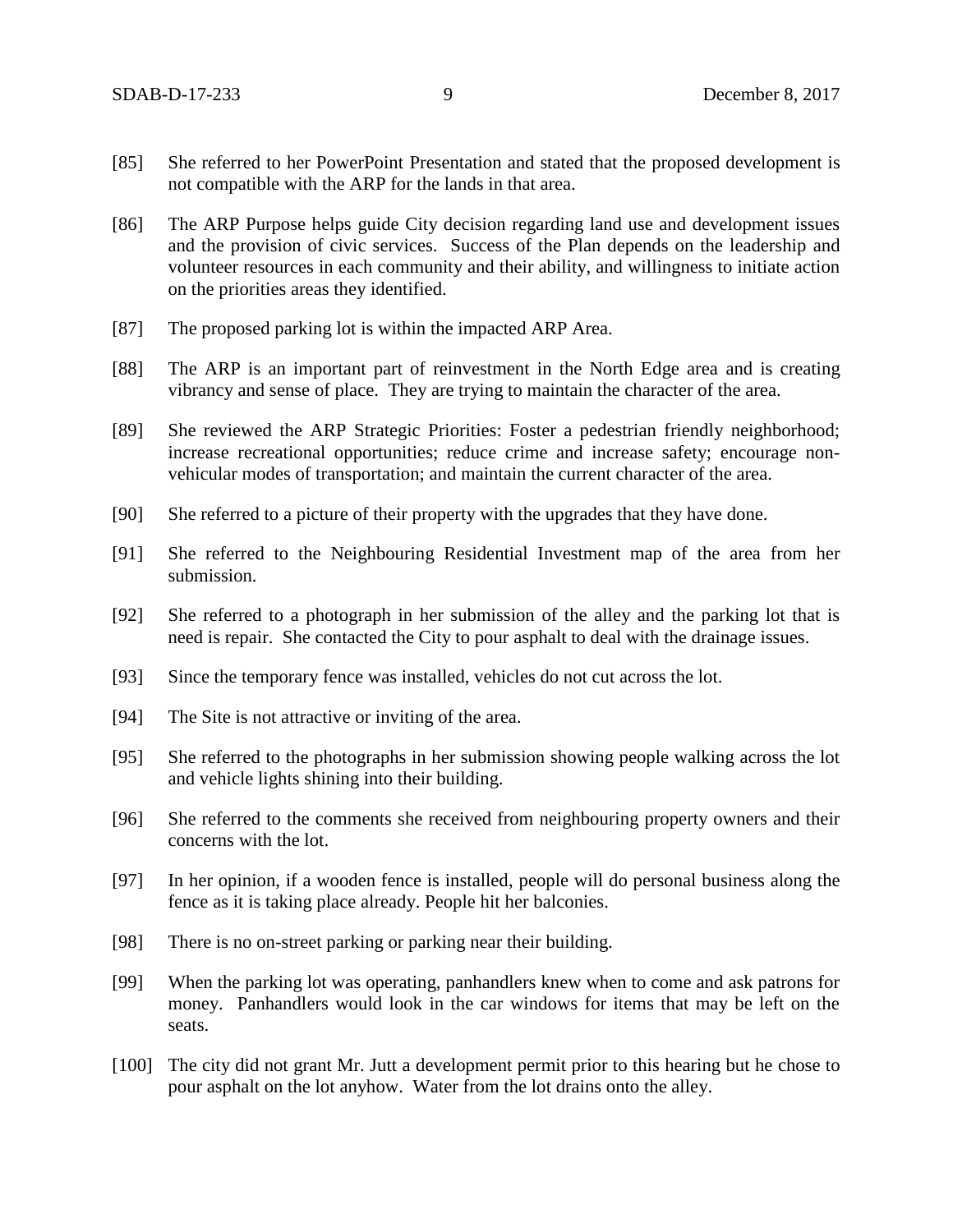[85] She referred to her PowerPoint Presentation and stated that the proposed development is not compatible with the ARP for the lands in that area.

[86] The ARP Purpose helps guide City decision regarding land use and development issues and the provision of civic services. Success of the Plan depends on the leadership and volunteer resources in each community and their ability, and willingness to initiate action on the priorities areas they identified.

[87] The proposed parking lot is within the impacted ARP Area.

[88] The ARP is an important part of reinvestment in the North Edge area and is creating vibrancy and sense of place. They are trying to maintain the character of the area.

[89] She reviewed the ARP Strategic Priorities: Foster a pedestrian friendly neighborhood; increase recreational opportunities; reduce crime and increase safety; encourage non-vehicular modes of transportation; and maintain the current character of the area.

[90] She referred to a picture of their property with the upgrades that they have done.

[91] She referred to the Neighbouring Residential Investment map of the area from her submission.

[92] She referred to a photograph in her submission of the alley and the parking lot that is need is repair. She contacted the City to pour asphalt to deal with the drainage issues.

[93] Since the temporary fence was installed, vehicles do not cut across the lot.

[94] The Site is not attractive or inviting of the area.

[95] She referred to the photographs in her submission showing people walking across the lot and vehicle lights shining into their building.

[96] She referred to the comments she received from neighbouring property owners and their concerns with the lot.

[97] In her opinion, if a wooden fence is installed, people will do personal business along the fence as it is taking place already. People hit her balconies.

[98] There is no on-street parking or parking near their building.

[99] When the parking lot was operating, panhandlers knew when to come and ask patrons for money. Panhandlers would look in the car windows for items that may be left on the seats.

[100] The city did not grant Mr. Jutt a development permit prior to this hearing but he chose to pour asphalt on the lot anyhow. Water from the lot drains onto the alley.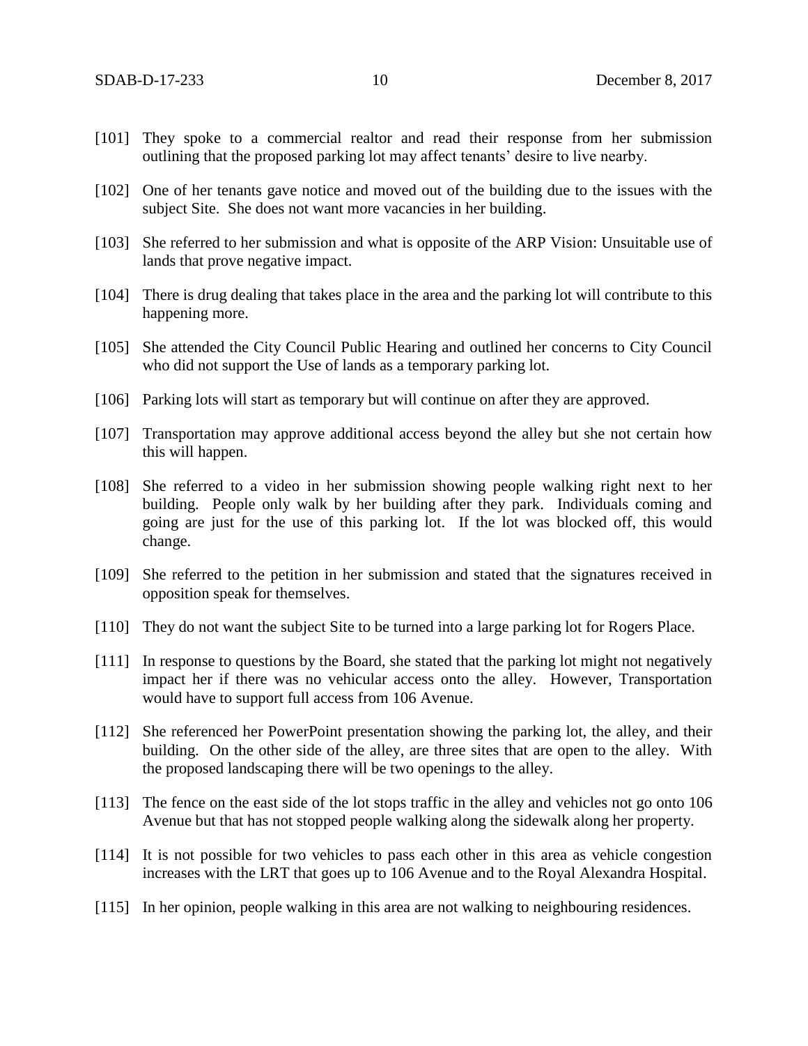[101] They spoke to a commercial realtor and read their response from her submission outlining that the proposed parking lot may affect tenants' desire to live nearby.

[102] One of her tenants gave notice and moved out of the building due to the issues with the subject Site. She does not want more vacancies in her building.

[103] She referred to her submission and what is opposite of the ARP Vision: Unsuitable use of lands that prove negative impact.

[104] There is drug dealing that takes place in the area and the parking lot will contribute to this happening more.

[105] She attended the City Council Public Hearing and outlined her concerns to City Council who did not support the Use of lands as a temporary parking lot.

[106] Parking lots will start as temporary but will continue on after they are approved.

[107] Transportation may approve additional access beyond the alley but she not certain how this will happen.

[108] She referred to a video in her submission showing people walking right next to her building. People only walk by her building after they park. Individuals coming and going are just for the use of this parking lot. If the lot was blocked off, this would change.

[109] She referred to the petition in her submission and stated that the signatures received in opposition speak for themselves.

[110] They do not want the subject Site to be turned into a large parking lot for Rogers Place.

[111] In response to questions by the Board, she stated that the parking lot might not negatively impact her if there was no vehicular access onto the alley. However, Transportation would have to support full access from 106 Avenue.

[112] She referenced her PowerPoint presentation showing the parking lot, the alley, and their building. On the other side of the alley, are three sites that are open to the alley. With the proposed landscaping there will be two openings to the alley.

[113] The fence on the east side of the lot stops traffic in the alley and vehicles not go onto 106 Avenue but that has not stopped people walking along the sidewalk along her property.

[114] It is not possible for two vehicles to pass each other in this area as vehicle congestion increases with the LRT that goes up to 106 Avenue and to the Royal Alexandra Hospital.

[115] In her opinion, people walking in this area are not walking to neighbouring residences.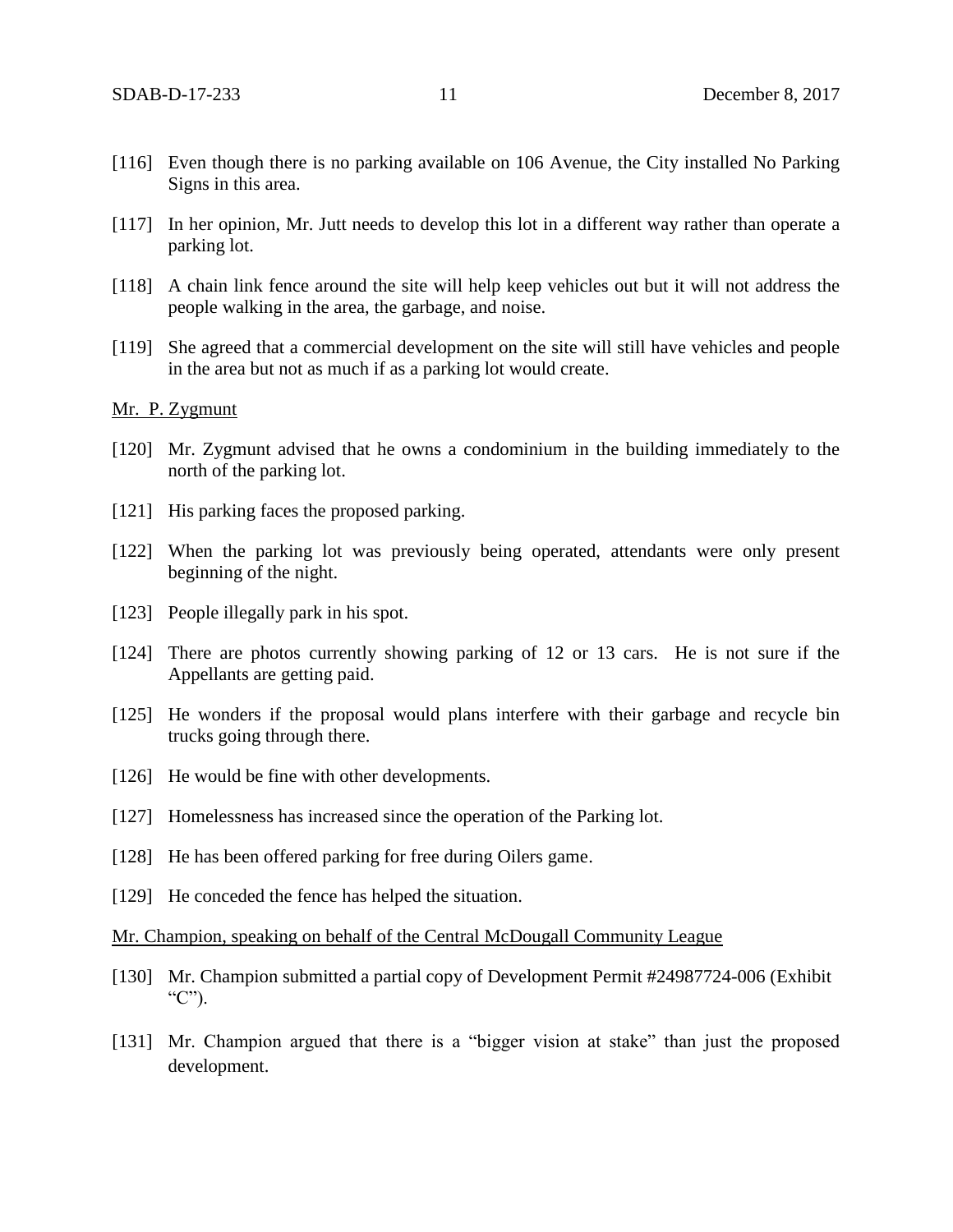[116] Even though there is no parking available on 106 Avenue, the City installed No Parking Signs in this area.

[117] In her opinion, Mr. Jutt needs to develop this lot in a different way rather than operate a parking lot.

[118] A chain link fence around the site will help keep vehicles out but it will not address the people walking in the area, the garbage, and noise.

[119] She agreed that a commercial development on the site will still have vehicles and people in the area but not as much if as a parking lot would create.

<u>Mr. P. Zygmunt</u>

[120] Mr. Zygmunt advised that he owns a condominium in the building immediately to the north of the parking lot.

[121] His parking faces the proposed parking.

[122] When the parking lot was previously being operated, attendants were only present beginning of the night.

[123] People illegally park in his spot.

[124] There are photos currently showing parking of 12 or 13 cars. He is not sure if the Appellants are getting paid.

[125] He wonders if the proposal would plans interfere with their garbage and recycle bin trucks going through there.

[126] He would be fine with other developments.

[127] Homelessness has increased since the operation of the Parking lot.

[128] He has been offered parking for free during Oilers game.

[129] He conceded the fence has helped the situation.

<u>Mr. Champion, speaking on behalf of the Central McDougall Community League</u>

[130] Mr. Champion submitted a partial copy of Development Permit #24987724-006 (Exhibit "C").

[131] Mr. Champion argued that there is a "bigger vision at stake" than just the proposed development.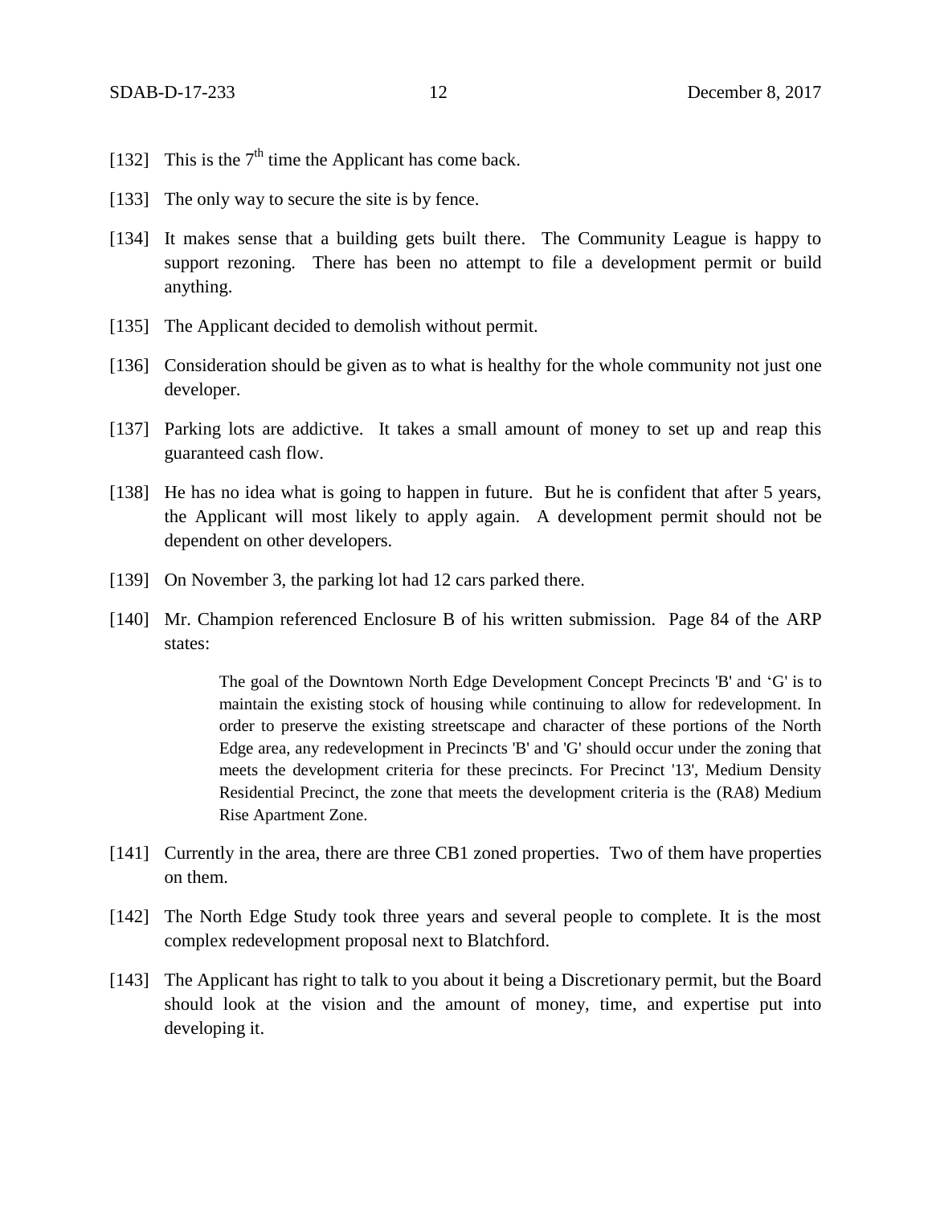[132] This is the 7th time the Applicant has come back.

[133] The only way to secure the site is by fence.

[134] It makes sense that a building gets built there. The Community League is happy to support rezoning. There has been no attempt to file a development permit or build anything.

[135] The Applicant decided to demolish without permit.

[136] Consideration should be given as to what is healthy for the whole community not just one developer.

[137] Parking lots are addictive. It takes a small amount of money to set up and reap this guaranteed cash flow.

[138] He has no idea what is going to happen in future. But he is confident that after 5 years, the Applicant will most likely to apply again. A development permit should not be dependent on other developers.

[139] On November 3, the parking lot had 12 cars parked there.

[140] Mr. Champion referenced Enclosure B of his written submission. Page 84 of the ARP states:

> The goal of the Downtown North Edge Development Concept Precincts 'B' and 'G' is to maintain the existing stock of housing while continuing to allow for redevelopment. In order to preserve the existing streetscape and character of these portions of the North Edge area, any redevelopment in Precincts 'B' and 'G' should occur under the zoning that meets the development criteria for these precincts. For Precinct '13', Medium Density Residential Precinct, the zone that meets the development criteria is the (RA8) Medium Rise Apartment Zone.

[141] Currently in the area, there are three CB1 zoned properties. Two of them have properties on them.

[142] The North Edge Study took three years and several people to complete. It is the most complex redevelopment proposal next to Blatchford.

[143] The Applicant has right to talk to you about it being a Discretionary permit, but the Board should look at the vision and the amount of money, time, and expertise put into developing it.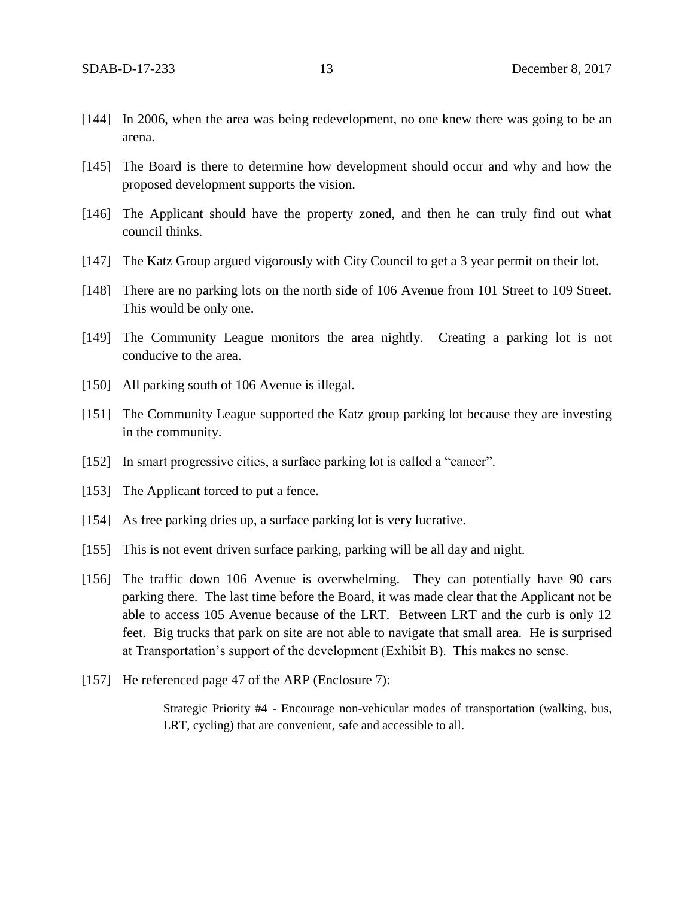[144] In 2006, when the area was being redevelopment, no one knew there was going to be an arena.

[145] The Board is there to determine how development should occur and why and how the proposed development supports the vision.

[146] The Applicant should have the property zoned, and then he can truly find out what council thinks.

[147] The Katz Group argued vigorously with City Council to get a 3 year permit on their lot.

[148] There are no parking lots on the north side of 106 Avenue from 101 Street to 109 Street. This would be only one.

[149] The Community League monitors the area nightly. Creating a parking lot is not conducive to the area.

[150] All parking south of 106 Avenue is illegal.

[151] The Community League supported the Katz group parking lot because they are investing in the community.

[152] In smart progressive cities, a surface parking lot is called a "cancer".

[153] The Applicant forced to put a fence.

[154] As free parking dries up, a surface parking lot is very lucrative.

[155] This is not event driven surface parking, parking will be all day and night.

[156] The traffic down 106 Avenue is overwhelming. They can potentially have 90 cars parking there. The last time before the Board, it was made clear that the Applicant not be able to access 105 Avenue because of the LRT. Between LRT and the curb is only 12 feet. Big trucks that park on site are not able to navigate that small area. He is surprised at Transportation's support of the development (Exhibit B). This makes no sense.

[157] He referenced page 47 of the ARP (Enclosure 7):

> Strategic Priority #4 - Encourage non-vehicular modes of transportation (walking, bus, LRT, cycling) that are convenient, safe and accessible to all.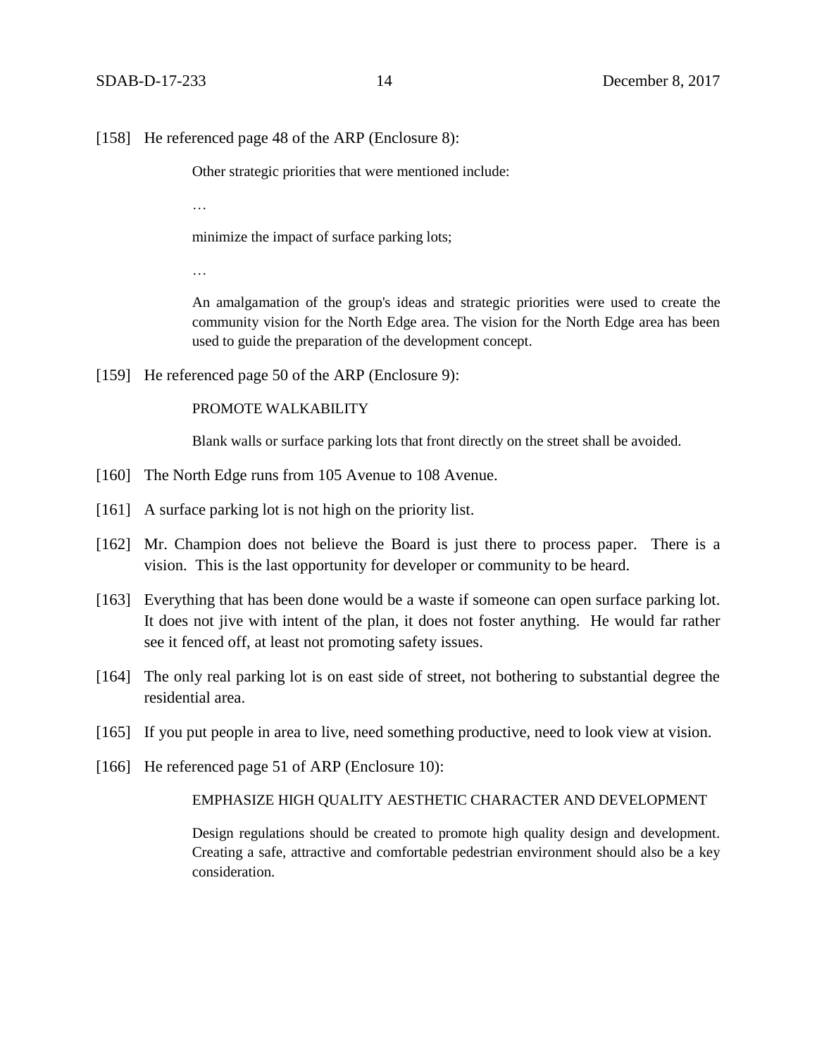[158] He referenced page 48 of the ARP (Enclosure 8):

> Other strategic priorities that were mentioned include:
>
> …
>
> minimize the impact of surface parking lots;
>
> …
>
> An amalgamation of the group's ideas and strategic priorities were used to create the community vision for the North Edge area. The vision for the North Edge area has been used to guide the preparation of the development concept.

[159] He referenced page 50 of the ARP (Enclosure 9):

> PROMOTE WALKABILITY
>
> Blank walls or surface parking lots that front directly on the street shall be avoided.

[160] The North Edge runs from 105 Avenue to 108 Avenue.

[161] A surface parking lot is not high on the priority list.

[162] Mr. Champion does not believe the Board is just there to process paper. There is a vision. This is the last opportunity for developer or community to be heard.

[163] Everything that has been done would be a waste if someone can open surface parking lot. It does not jive with intent of the plan, it does not foster anything. He would far rather see it fenced off, at least not promoting safety issues.

[164] The only real parking lot is on east side of street, not bothering to substantial degree the residential area.

[165] If you put people in area to live, need something productive, need to look view at vision.

[166] He referenced page 51 of ARP (Enclosure 10):

> EMPHASIZE HIGH QUALITY AESTHETIC CHARACTER AND DEVELOPMENT
>
> Design regulations should be created to promote high quality design and development. Creating a safe, attractive and comfortable pedestrian environment should also be a key consideration.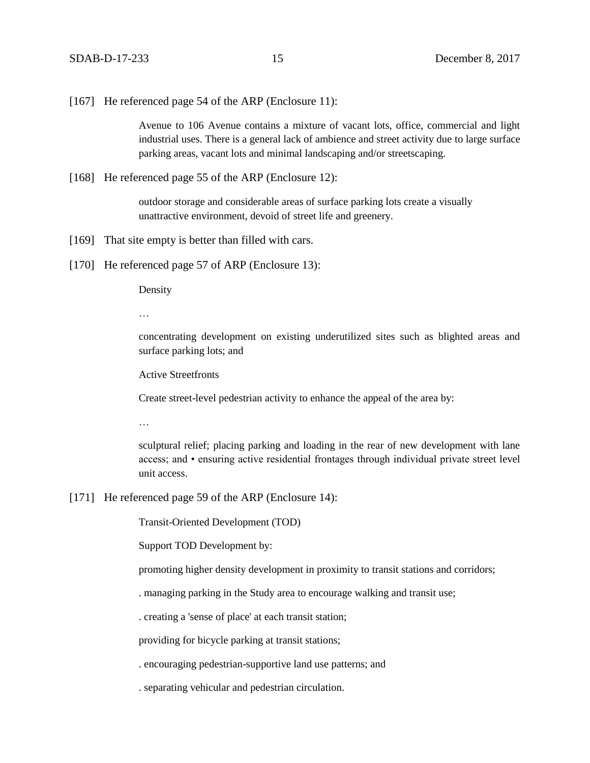[167] He referenced page 54 of the ARP (Enclosure 11):

> Avenue to 106 Avenue contains a mixture of vacant lots, office, commercial and light industrial uses. There is a general lack of ambience and street activity due to large surface parking areas, vacant lots and minimal landscaping and/or streetscaping.

[168] He referenced page 55 of the ARP (Enclosure 12):

> outdoor storage and considerable areas of surface parking lots create a visually unattractive environment, devoid of street life and greenery.

[169] That site empty is better than filled with cars.

[170] He referenced page 57 of ARP (Enclosure 13):

> Density
>
> …
>
> concentrating development on existing underutilized sites such as blighted areas and surface parking lots; and
>
> Active Streetfronts
>
> Create street-level pedestrian activity to enhance the appeal of the area by:
>
> …
>
> sculptural relief; placing parking and loading in the rear of new development with lane access; and • ensuring active residential frontages through individual private street level unit access.

[171] He referenced page 59 of the ARP (Enclosure 14):

> Transit-Oriented Development (TOD)
>
> Support TOD Development by:
>
> promoting higher density development in proximity to transit stations and corridors;
>
> . managing parking in the Study area to encourage walking and transit use;
>
> . creating a 'sense of place' at each transit station;
>
> providing for bicycle parking at transit stations;
>
> . encouraging pedestrian-supportive land use patterns; and
>
> . separating vehicular and pedestrian circulation.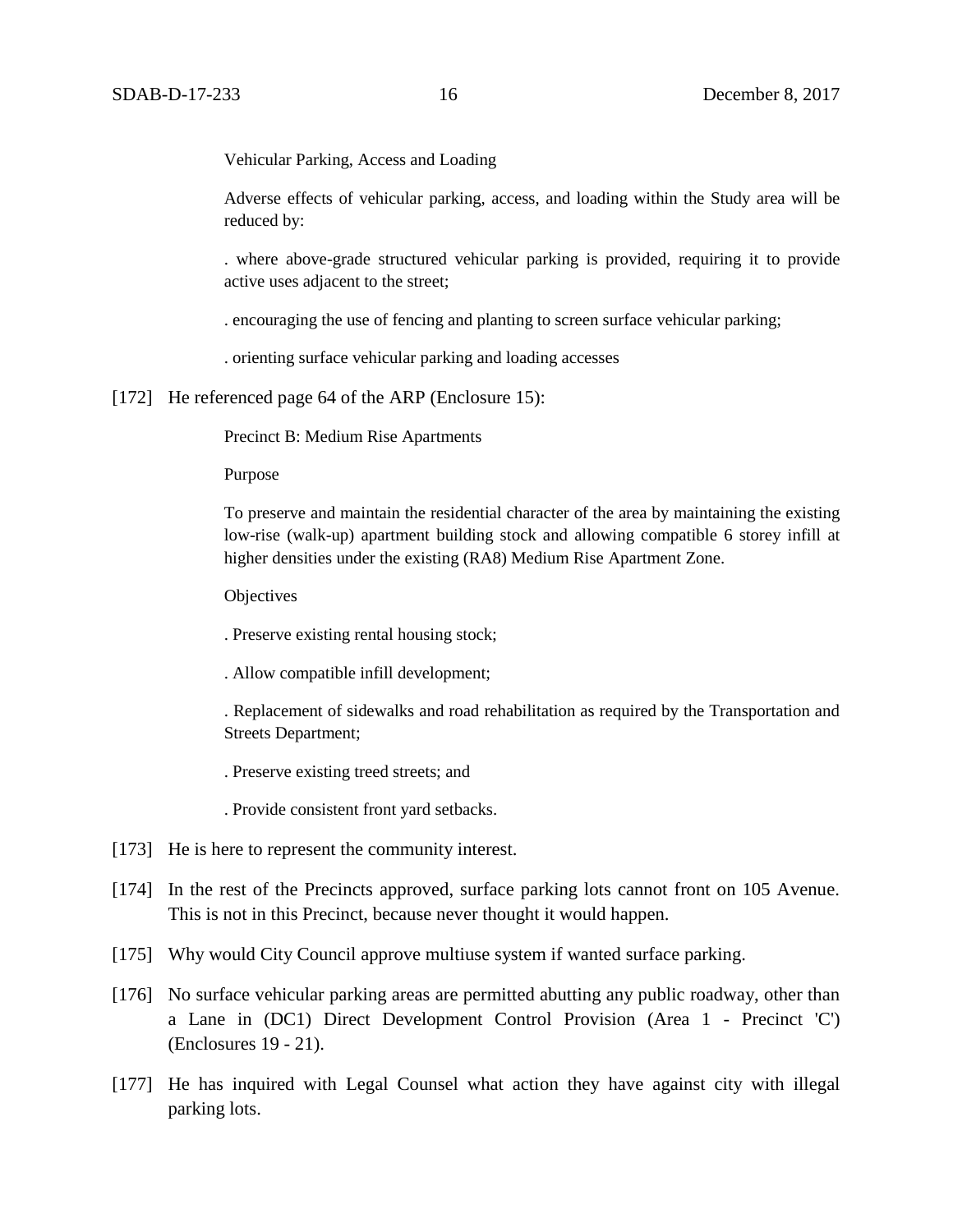Vehicular Parking, Access and Loading

Adverse effects of vehicular parking, access, and loading within the Study area will be reduced by:

. where above-grade structured vehicular parking is provided, requiring it to provide active uses adjacent to the street;

. encouraging the use of fencing and planting to screen surface vehicular parking;

. orienting surface vehicular parking and loading accesses

[172] He referenced page 64 of the ARP (Enclosure 15):

Precinct B: Medium Rise Apartments

Purpose

To preserve and maintain the residential character of the area by maintaining the existing low-rise (walk-up) apartment building stock and allowing compatible 6 storey infill at higher densities under the existing (RA8) Medium Rise Apartment Zone.

Objectives

. Preserve existing rental housing stock;

. Allow compatible infill development;

. Replacement of sidewalks and road rehabilitation as required by the Transportation and Streets Department;

. Preserve existing treed streets; and

. Provide consistent front yard setbacks.

[173] He is here to represent the community interest.

[174] In the rest of the Precincts approved, surface parking lots cannot front on 105 Avenue. This is not in this Precinct, because never thought it would happen.

[175] Why would City Council approve multiuse system if wanted surface parking.

[176] No surface vehicular parking areas are permitted abutting any public roadway, other than a Lane in (DC1) Direct Development Control Provision (Area 1 - Precinct 'C') (Enclosures 19 - 21).

[177] He has inquired with Legal Counsel what action they have against city with illegal parking lots.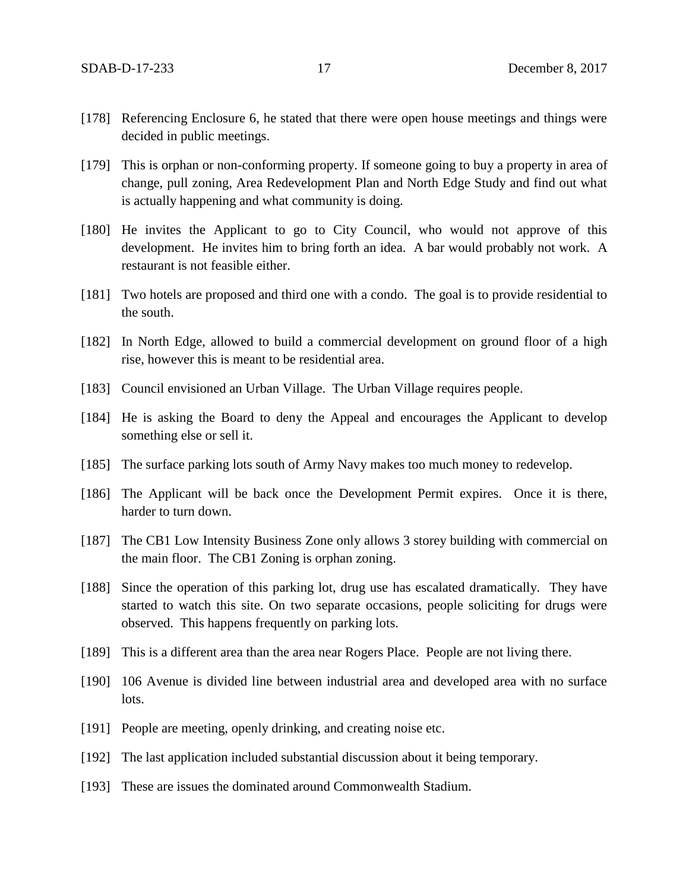[178] Referencing Enclosure 6, he stated that there were open house meetings and things were decided in public meetings.

[179] This is orphan or non-conforming property. If someone going to buy a property in area of change, pull zoning, Area Redevelopment Plan and North Edge Study and find out what is actually happening and what community is doing.

[180] He invites the Applicant to go to City Council, who would not approve of this development. He invites him to bring forth an idea. A bar would probably not work. A restaurant is not feasible either.

[181] Two hotels are proposed and third one with a condo. The goal is to provide residential to the south.

[182] In North Edge, allowed to build a commercial development on ground floor of a high rise, however this is meant to be residential area.

[183] Council envisioned an Urban Village. The Urban Village requires people.

[184] He is asking the Board to deny the Appeal and encourages the Applicant to develop something else or sell it.

[185] The surface parking lots south of Army Navy makes too much money to redevelop.

[186] The Applicant will be back once the Development Permit expires. Once it is there, harder to turn down.

[187] The CB1 Low Intensity Business Zone only allows 3 storey building with commercial on the main floor. The CB1 Zoning is orphan zoning.

[188] Since the operation of this parking lot, drug use has escalated dramatically. They have started to watch this site. On two separate occasions, people soliciting for drugs were observed. This happens frequently on parking lots.

[189] This is a different area than the area near Rogers Place. People are not living there.

[190] 106 Avenue is divided line between industrial area and developed area with no surface lots.

[191] People are meeting, openly drinking, and creating noise etc.

[192] The last application included substantial discussion about it being temporary.

[193] These are issues the dominated around Commonwealth Stadium.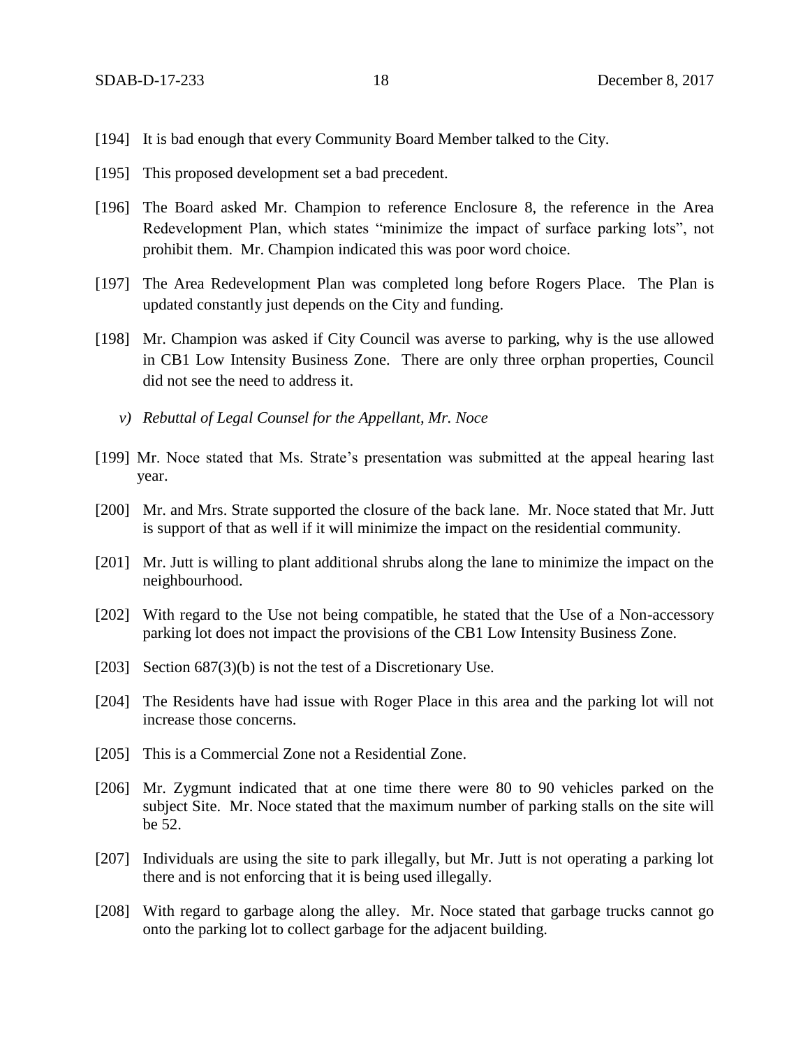[194] It is bad enough that every Community Board Member talked to the City.

[195] This proposed development set a bad precedent.

[196] The Board asked Mr. Champion to reference Enclosure 8, the reference in the Area Redevelopment Plan, which states "minimize the impact of surface parking lots", not prohibit them. Mr. Champion indicated this was poor word choice.

[197] The Area Redevelopment Plan was completed long before Rogers Place. The Plan is updated constantly just depends on the City and funding.

[198] Mr. Champion was asked if City Council was averse to parking, why is the use allowed in CB1 Low Intensity Business Zone. There are only three orphan properties, Council did not see the need to address it.

*v) Rebuttal of Legal Counsel for the Appellant, Mr. Noce*

[199] Mr. Noce stated that Ms. Strate's presentation was submitted at the appeal hearing last year.

[200] Mr. and Mrs. Strate supported the closure of the back lane. Mr. Noce stated that Mr. Jutt is support of that as well if it will minimize the impact on the residential community.

[201] Mr. Jutt is willing to plant additional shrubs along the lane to minimize the impact on the neighbourhood.

[202] With regard to the Use not being compatible, he stated that the Use of a Non-accessory parking lot does not impact the provisions of the CB1 Low Intensity Business Zone.

[203] Section 687(3)(b) is not the test of a Discretionary Use.

[204] The Residents have had issue with Roger Place in this area and the parking lot will not increase those concerns.

[205] This is a Commercial Zone not a Residential Zone.

[206] Mr. Zygmunt indicated that at one time there were 80 to 90 vehicles parked on the subject Site. Mr. Noce stated that the maximum number of parking stalls on the site will be 52.

[207] Individuals are using the site to park illegally, but Mr. Jutt is not operating a parking lot there and is not enforcing that it is being used illegally.

[208] With regard to garbage along the alley. Mr. Noce stated that garbage trucks cannot go onto the parking lot to collect garbage for the adjacent building.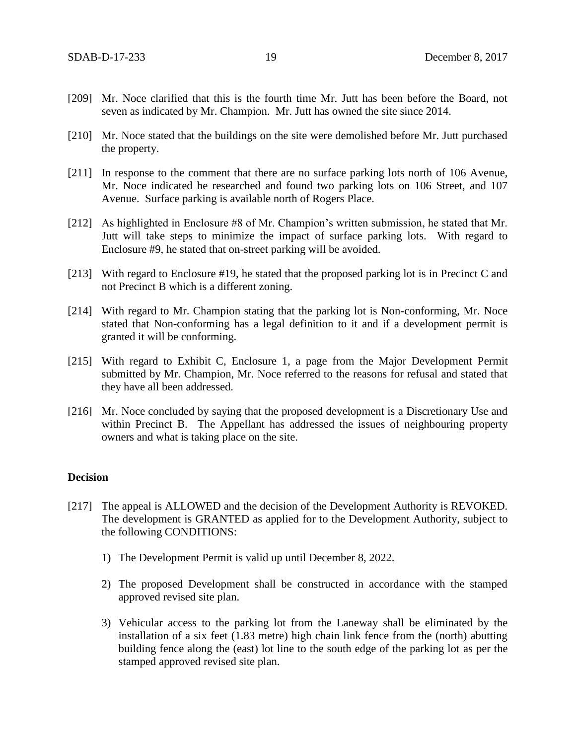[209] Mr. Noce clarified that this is the fourth time Mr. Jutt has been before the Board, not seven as indicated by Mr. Champion. Mr. Jutt has owned the site since 2014.

[210] Mr. Noce stated that the buildings on the site were demolished before Mr. Jutt purchased the property.

[211] In response to the comment that there are no surface parking lots north of 106 Avenue, Mr. Noce indicated he researched and found two parking lots on 106 Street, and 107 Avenue. Surface parking is available north of Rogers Place.

[212] As highlighted in Enclosure #8 of Mr. Champion's written submission, he stated that Mr. Jutt will take steps to minimize the impact of surface parking lots. With regard to Enclosure #9, he stated that on-street parking will be avoided.

[213] With regard to Enclosure #19, he stated that the proposed parking lot is in Precinct C and not Precinct B which is a different zoning.

[214] With regard to Mr. Champion stating that the parking lot is Non-conforming, Mr. Noce stated that Non-conforming has a legal definition to it and if a development permit is granted it will be conforming.

[215] With regard to Exhibit C, Enclosure 1, a page from the Major Development Permit submitted by Mr. Champion, Mr. Noce referred to the reasons for refusal and stated that they have all been addressed.

[216] Mr. Noce concluded by saying that the proposed development is a Discretionary Use and within Precinct B. The Appellant has addressed the issues of neighbouring property owners and what is taking place on the site.

**Decision**

[217] The appeal is ALLOWED and the decision of the Development Authority is REVOKED. The development is GRANTED as applied for to the Development Authority, subject to the following CONDITIONS:

1) The Development Permit is valid up until December 8, 2022.

2) The proposed Development shall be constructed in accordance with the stamped approved revised site plan.

3) Vehicular access to the parking lot from the Laneway shall be eliminated by the installation of a six feet (1.83 metre) high chain link fence from the (north) abutting building fence along the (east) lot line to the south edge of the parking lot as per the stamped approved revised site plan.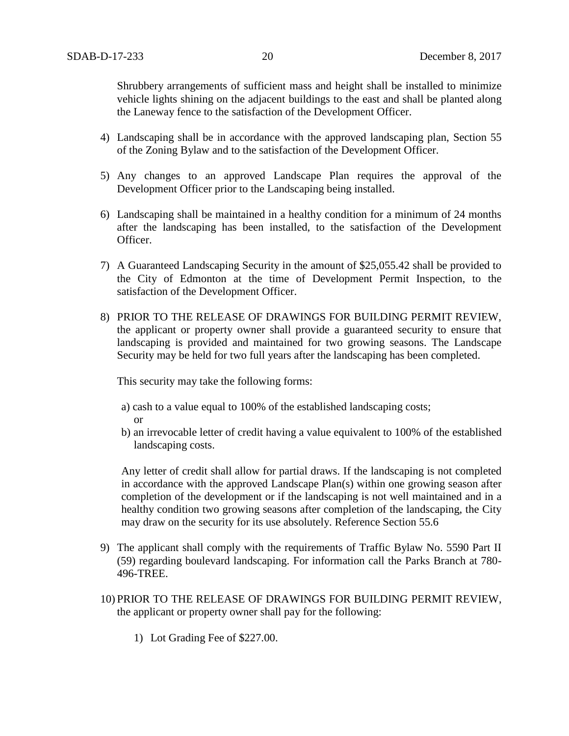Shrubbery arrangements of sufficient mass and height shall be installed to minimize vehicle lights shining on the adjacent buildings to the east and shall be planted along the Laneway fence to the satisfaction of the Development Officer.

4) Landscaping shall be in accordance with the approved landscaping plan, Section 55 of the Zoning Bylaw and to the satisfaction of the Development Officer.

5) Any changes to an approved Landscape Plan requires the approval of the Development Officer prior to the Landscaping being installed.

6) Landscaping shall be maintained in a healthy condition for a minimum of 24 months after the landscaping has been installed, to the satisfaction of the Development Officer.

7) A Guaranteed Landscaping Security in the amount of $25,055.42 shall be provided to the City of Edmonton at the time of Development Permit Inspection, to the satisfaction of the Development Officer.

8) PRIOR TO THE RELEASE OF DRAWINGS FOR BUILDING PERMIT REVIEW, the applicant or property owner shall provide a guaranteed security to ensure that landscaping is provided and maintained for two growing seasons. The Landscape Security may be held for two full years after the landscaping has been completed.

   This security may take the following forms:

   a) cash to a value equal to 100% of the established landscaping costs;
      or
   b) an irrevocable letter of credit having a value equivalent to 100% of the established landscaping costs.

   Any letter of credit shall allow for partial draws. If the landscaping is not completed in accordance with the approved Landscape Plan(s) within one growing season after completion of the development or if the landscaping is not well maintained and in a healthy condition two growing seasons after completion of the landscaping, the City may draw on the security for its use absolutely. Reference Section 55.6

9) The applicant shall comply with the requirements of Traffic Bylaw No. 5590 Part II (59) regarding boulevard landscaping. For information call the Parks Branch at 780-496-TREE.

10) PRIOR TO THE RELEASE OF DRAWINGS FOR BUILDING PERMIT REVIEW, the applicant or property owner shall pay for the following:

    1) Lot Grading Fee of $227.00.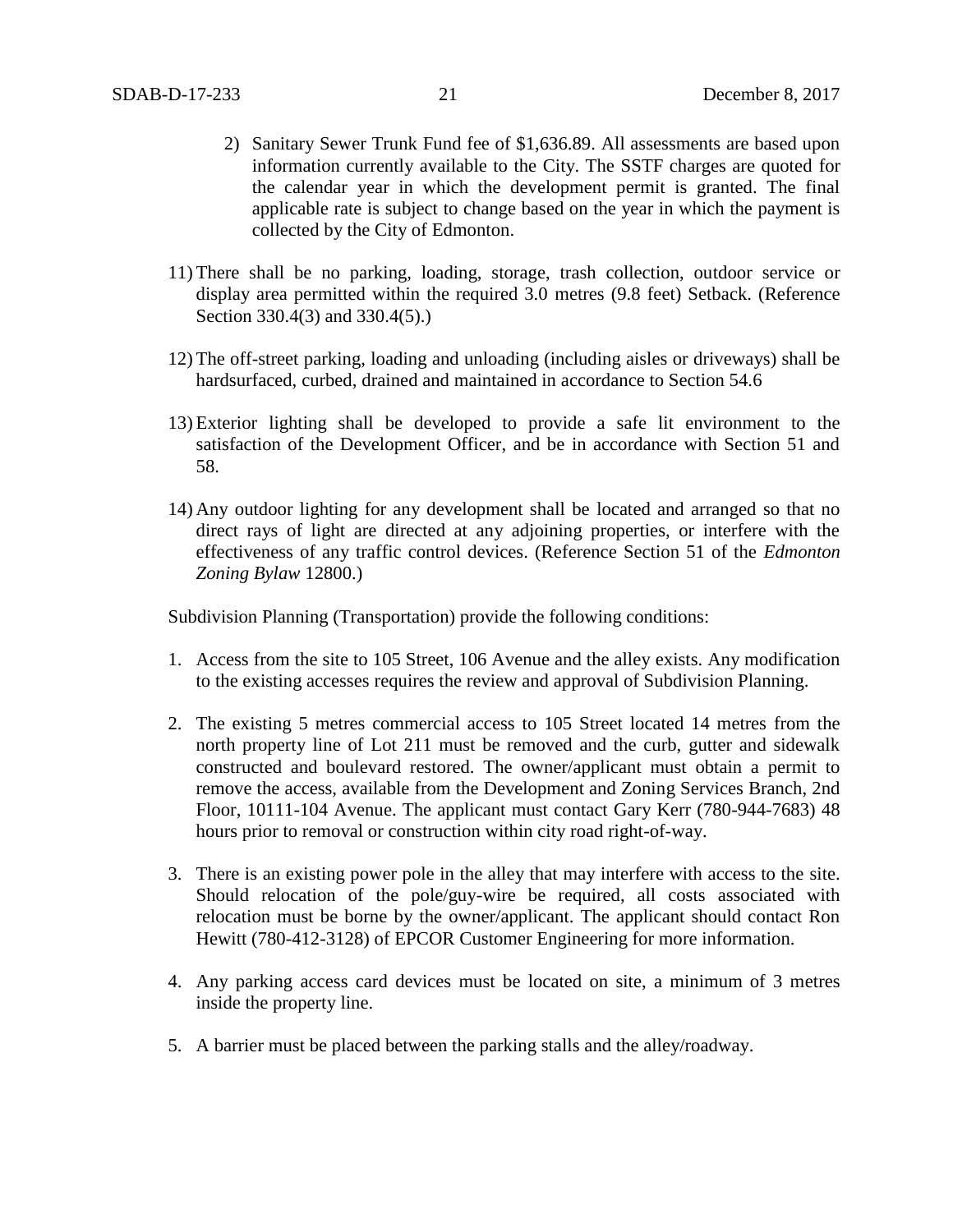2) Sanitary Sewer Trunk Fund fee of $1,636.89. All assessments are based upon information currently available to the City. The SSTF charges are quoted for the calendar year in which the development permit is granted. The final applicable rate is subject to change based on the year in which the payment is collected by the City of Edmonton.

11) There shall be no parking, loading, storage, trash collection, outdoor service or display area permitted within the required 3.0 metres (9.8 feet) Setback. (Reference Section 330.4(3) and 330.4(5).)

12) The off-street parking, loading and unloading (including aisles or driveways) shall be hardsurfaced, curbed, drained and maintained in accordance to Section 54.6

13) Exterior lighting shall be developed to provide a safe lit environment to the satisfaction of the Development Officer, and be in accordance with Section 51 and 58.

14) Any outdoor lighting for any development shall be located and arranged so that no direct rays of light are directed at any adjoining properties, or interfere with the effectiveness of any traffic control devices. (Reference Section 51 of the *Edmonton Zoning Bylaw* 12800.)

Subdivision Planning (Transportation) provide the following conditions:

1. Access from the site to 105 Street, 106 Avenue and the alley exists. Any modification to the existing accesses requires the review and approval of Subdivision Planning.

2. The existing 5 metres commercial access to 105 Street located 14 metres from the north property line of Lot 211 must be removed and the curb, gutter and sidewalk constructed and boulevard restored. The owner/applicant must obtain a permit to remove the access, available from the Development and Zoning Services Branch, 2nd Floor, 10111-104 Avenue. The applicant must contact Gary Kerr (780-944-7683) 48 hours prior to removal or construction within city road right-of-way.

3. There is an existing power pole in the alley that may interfere with access to the site. Should relocation of the pole/guy-wire be required, all costs associated with relocation must be borne by the owner/applicant. The applicant should contact Ron Hewitt (780-412-3128) of EPCOR Customer Engineering for more information.

4. Any parking access card devices must be located on site, a minimum of 3 metres inside the property line.

5. A barrier must be placed between the parking stalls and the alley/roadway.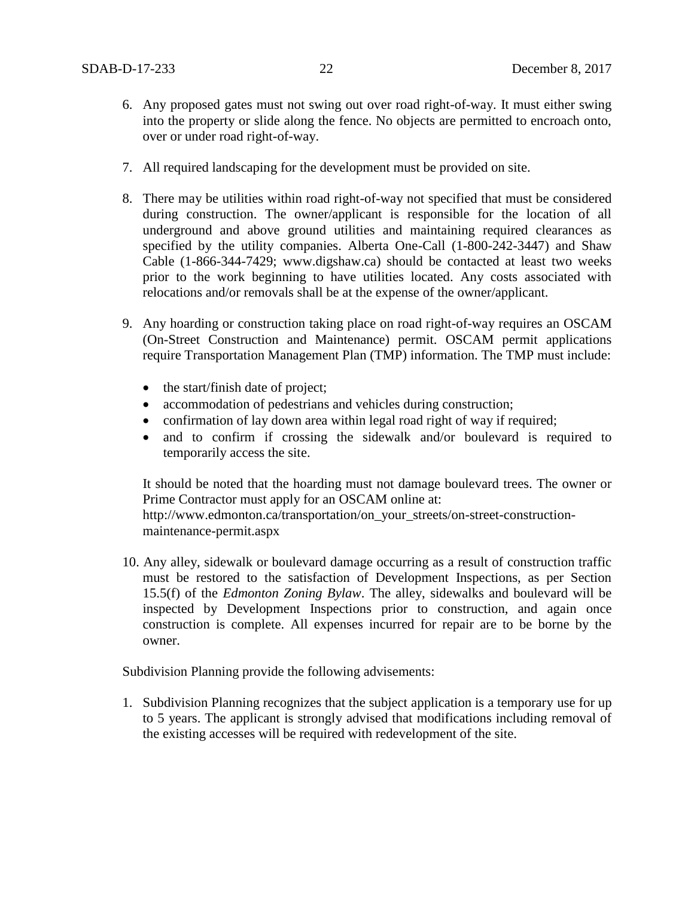6. Any proposed gates must not swing out over road right-of-way. It must either swing into the property or slide along the fence. No objects are permitted to encroach onto, over or under road right-of-way.

7. All required landscaping for the development must be provided on site.

8. There may be utilities within road right-of-way not specified that must be considered during construction. The owner/applicant is responsible for the location of all underground and above ground utilities and maintaining required clearances as specified by the utility companies. Alberta One-Call (1-800-242-3447) and Shaw Cable (1-866-344-7429; www.digshaw.ca) should be contacted at least two weeks prior to the work beginning to have utilities located. Any costs associated with relocations and/or removals shall be at the expense of the owner/applicant.

9. Any hoarding or construction taking place on road right-of-way requires an OSCAM (On-Street Construction and Maintenance) permit. OSCAM permit applications require Transportation Management Plan (TMP) information. The TMP must include:

   - the start/finish date of project;
   - accommodation of pedestrians and vehicles during construction;
   - confirmation of lay down area within legal road right of way if required;
   - and to confirm if crossing the sidewalk and/or boulevard is required to temporarily access the site.

   It should be noted that the hoarding must not damage boulevard trees. The owner or Prime Contractor must apply for an OSCAM online at:
   http://www.edmonton.ca/transportation/on_your_streets/on-street-construction-maintenance-permit.aspx

10. Any alley, sidewalk or boulevard damage occurring as a result of construction traffic must be restored to the satisfaction of Development Inspections, as per Section 15.5(f) of the *Edmonton Zoning Bylaw*. The alley, sidewalks and boulevard will be inspected by Development Inspections prior to construction, and again once construction is complete. All expenses incurred for repair are to be borne by the owner.

Subdivision Planning provide the following advisements:

1. Subdivision Planning recognizes that the subject application is a temporary use for up to 5 years. The applicant is strongly advised that modifications including removal of the existing accesses will be required with redevelopment of the site.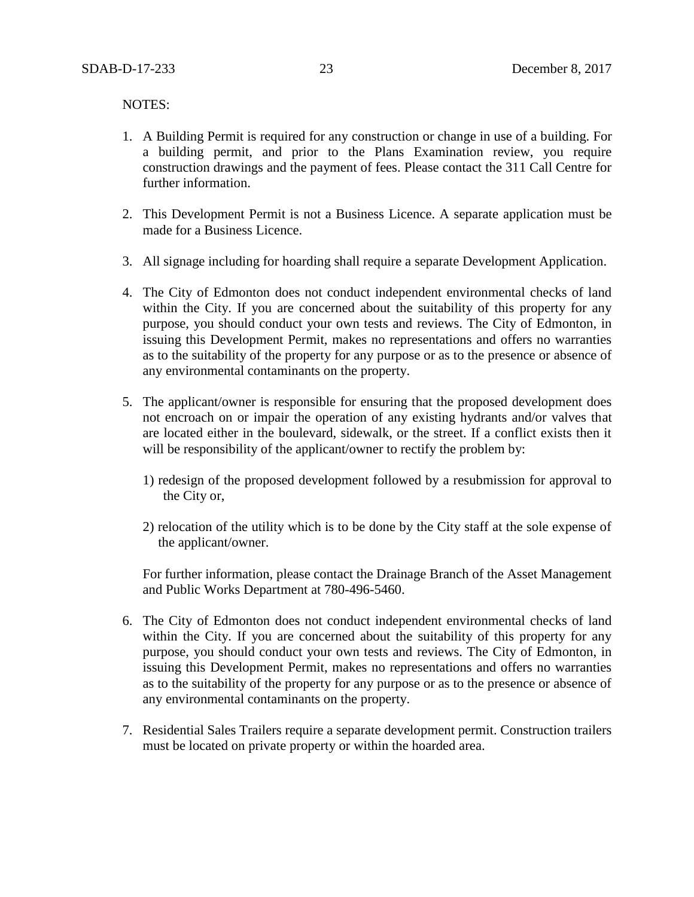NOTES:

1. A Building Permit is required for any construction or change in use of a building. For a building permit, and prior to the Plans Examination review, you require construction drawings and the payment of fees. Please contact the 311 Call Centre for further information.

2. This Development Permit is not a Business Licence. A separate application must be made for a Business Licence.

3. All signage including for hoarding shall require a separate Development Application.

4. The City of Edmonton does not conduct independent environmental checks of land within the City. If you are concerned about the suitability of this property for any purpose, you should conduct your own tests and reviews. The City of Edmonton, in issuing this Development Permit, makes no representations and offers no warranties as to the suitability of the property for any purpose or as to the presence or absence of any environmental contaminants on the property.

5. The applicant/owner is responsible for ensuring that the proposed development does not encroach on or impair the operation of any existing hydrants and/or valves that are located either in the boulevard, sidewalk, or the street. If a conflict exists then it will be responsibility of the applicant/owner to rectify the problem by:

   1) redesign of the proposed development followed by a resubmission for approval to the City or,

   2) relocation of the utility which is to be done by the City staff at the sole expense of the applicant/owner.

   For further information, please contact the Drainage Branch of the Asset Management and Public Works Department at 780-496-5460.

6. The City of Edmonton does not conduct independent environmental checks of land within the City. If you are concerned about the suitability of this property for any purpose, you should conduct your own tests and reviews. The City of Edmonton, in issuing this Development Permit, makes no representations and offers no warranties as to the suitability of the property for any purpose or as to the presence or absence of any environmental contaminants on the property.

7. Residential Sales Trailers require a separate development permit. Construction trailers must be located on private property or within the hoarded area.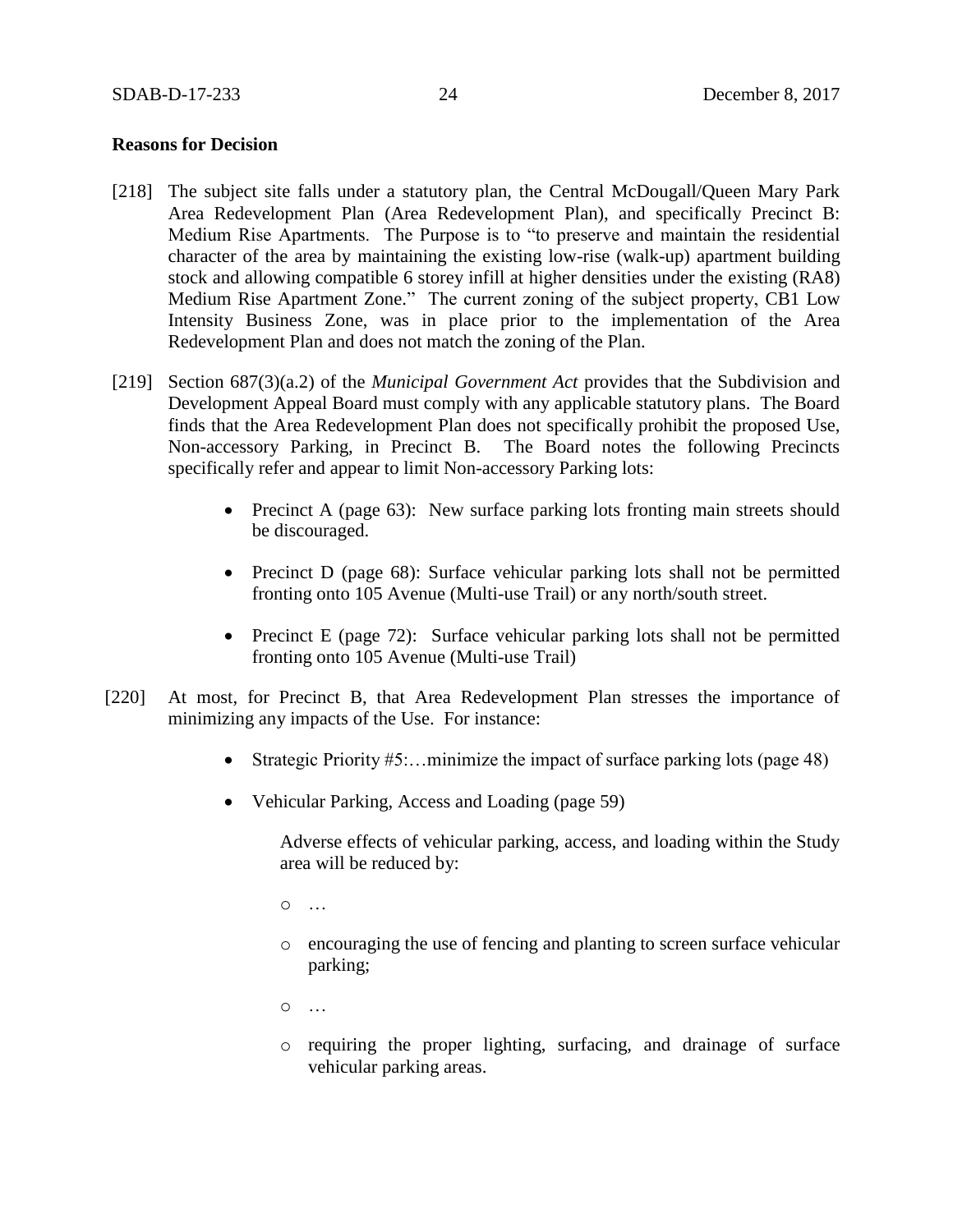**Reasons for Decision**

[218] The subject site falls under a statutory plan, the Central McDougall/Queen Mary Park Area Redevelopment Plan (Area Redevelopment Plan), and specifically Precinct B: Medium Rise Apartments. The Purpose is to "to preserve and maintain the residential character of the area by maintaining the existing low-rise (walk-up) apartment building stock and allowing compatible 6 storey infill at higher densities under the existing (RA8) Medium Rise Apartment Zone." The current zoning of the subject property, CB1 Low Intensity Business Zone, was in place prior to the implementation of the Area Redevelopment Plan and does not match the zoning of the Plan.

[219] Section 687(3)(a.2) of the *Municipal Government Act* provides that the Subdivision and Development Appeal Board must comply with any applicable statutory plans. The Board finds that the Area Redevelopment Plan does not specifically prohibit the proposed Use, Non-accessory Parking, in Precinct B. The Board notes the following Precincts specifically refer and appear to limit Non-accessory Parking lots:

- Precinct A (page 63): New surface parking lots fronting main streets should be discouraged.
- Precinct D (page 68): Surface vehicular parking lots shall not be permitted fronting onto 105 Avenue (Multi-use Trail) or any north/south street.
- Precinct E (page 72): Surface vehicular parking lots shall not be permitted fronting onto 105 Avenue (Multi-use Trail)

[220] At most, for Precinct B, that Area Redevelopment Plan stresses the importance of minimizing any impacts of the Use. For instance:

- Strategic Priority #5:…minimize the impact of surface parking lots (page 48)
- Vehicular Parking, Access and Loading (page 59)

  Adverse effects of vehicular parking, access, and loading within the Study area will be reduced by:

  - …
  - encouraging the use of fencing and planting to screen surface vehicular parking;
  - …
  - requiring the proper lighting, surfacing, and drainage of surface vehicular parking areas.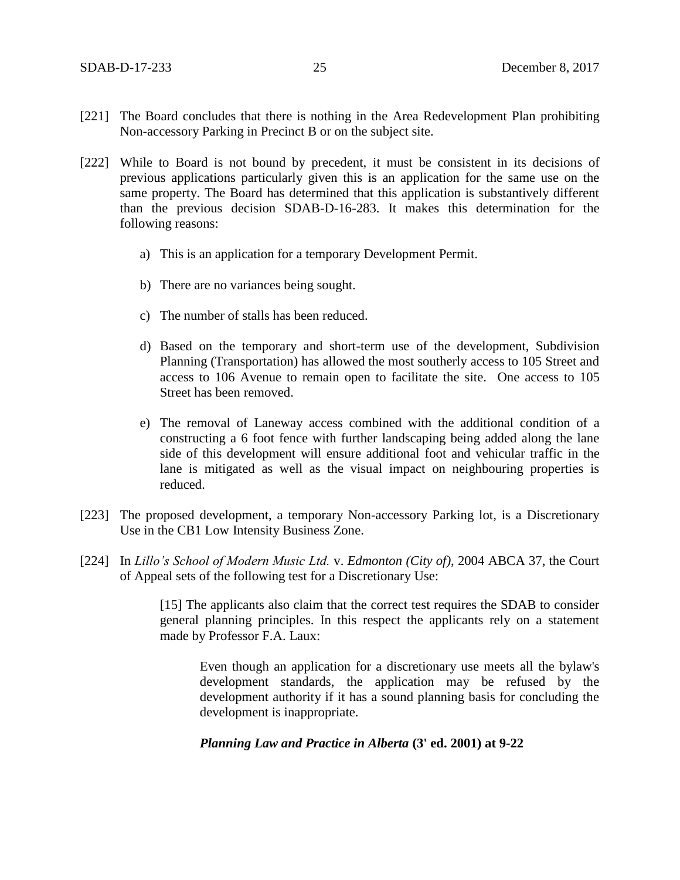[221] The Board concludes that there is nothing in the Area Redevelopment Plan prohibiting Non-accessory Parking in Precinct B or on the subject site.

[222] While to Board is not bound by precedent, it must be consistent in its decisions of previous applications particularly given this is an application for the same use on the same property. The Board has determined that this application is substantively different than the previous decision SDAB-D-16-283. It makes this determination for the following reasons:

a) This is an application for a temporary Development Permit.

b) There are no variances being sought.

c) The number of stalls has been reduced.

d) Based on the temporary and short-term use of the development, Subdivision Planning (Transportation) has allowed the most southerly access to 105 Street and access to 106 Avenue to remain open to facilitate the site. One access to 105 Street has been removed.

e) The removal of Laneway access combined with the additional condition of a constructing a 6 foot fence with further landscaping being added along the lane side of this development will ensure additional foot and vehicular traffic in the lane is mitigated as well as the visual impact on neighbouring properties is reduced.

[223] The proposed development, a temporary Non-accessory Parking lot, is a Discretionary Use in the CB1 Low Intensity Business Zone.

[224] In *Lillo's School of Modern Music Ltd.* v. *Edmonton (City of)*, 2004 ABCA 37, the Court of Appeal sets of the following test for a Discretionary Use:

> [15] The applicants also claim that the correct test requires the SDAB to consider general planning principles. In this respect the applicants rely on a statement made by Professor F.A. Laux:
>
> > Even though an application for a discretionary use meets all the bylaw's development standards, the application may be refused by the development authority if it has a sound planning basis for concluding the development is inappropriate.
> >
> > ***Planning Law and Practice in Alberta* (3' ed. 2001) at 9-22**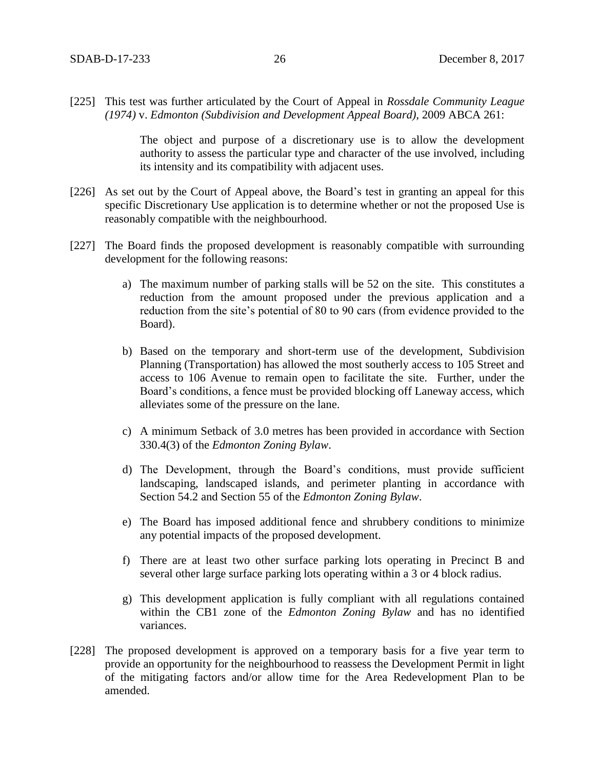[225] This test was further articulated by the Court of Appeal in *Rossdale Community League (1974)* v. *Edmonton (Subdivision and Development Appeal Board)*, 2009 ABCA 261:

> The object and purpose of a discretionary use is to allow the development authority to assess the particular type and character of the use involved, including its intensity and its compatibility with adjacent uses.

[226] As set out by the Court of Appeal above, the Board's test in granting an appeal for this specific Discretionary Use application is to determine whether or not the proposed Use is reasonably compatible with the neighbourhood.

[227] The Board finds the proposed development is reasonably compatible with surrounding development for the following reasons:

a) The maximum number of parking stalls will be 52 on the site. This constitutes a reduction from the amount proposed under the previous application and a reduction from the site's potential of 80 to 90 cars (from evidence provided to the Board).

b) Based on the temporary and short-term use of the development, Subdivision Planning (Transportation) has allowed the most southerly access to 105 Street and access to 106 Avenue to remain open to facilitate the site. Further, under the Board's conditions, a fence must be provided blocking off Laneway access, which alleviates some of the pressure on the lane.

c) A minimum Setback of 3.0 metres has been provided in accordance with Section 330.4(3) of the *Edmonton Zoning Bylaw*.

d) The Development, through the Board's conditions, must provide sufficient landscaping, landscaped islands, and perimeter planting in accordance with Section 54.2 and Section 55 of the *Edmonton Zoning Bylaw*.

e) The Board has imposed additional fence and shrubbery conditions to minimize any potential impacts of the proposed development.

f) There are at least two other surface parking lots operating in Precinct B and several other large surface parking lots operating within a 3 or 4 block radius.

g) This development application is fully compliant with all regulations contained within the CB1 zone of the *Edmonton Zoning Bylaw* and has no identified variances.

[228] The proposed development is approved on a temporary basis for a five year term to provide an opportunity for the neighbourhood to reassess the Development Permit in light of the mitigating factors and/or allow time for the Area Redevelopment Plan to be amended.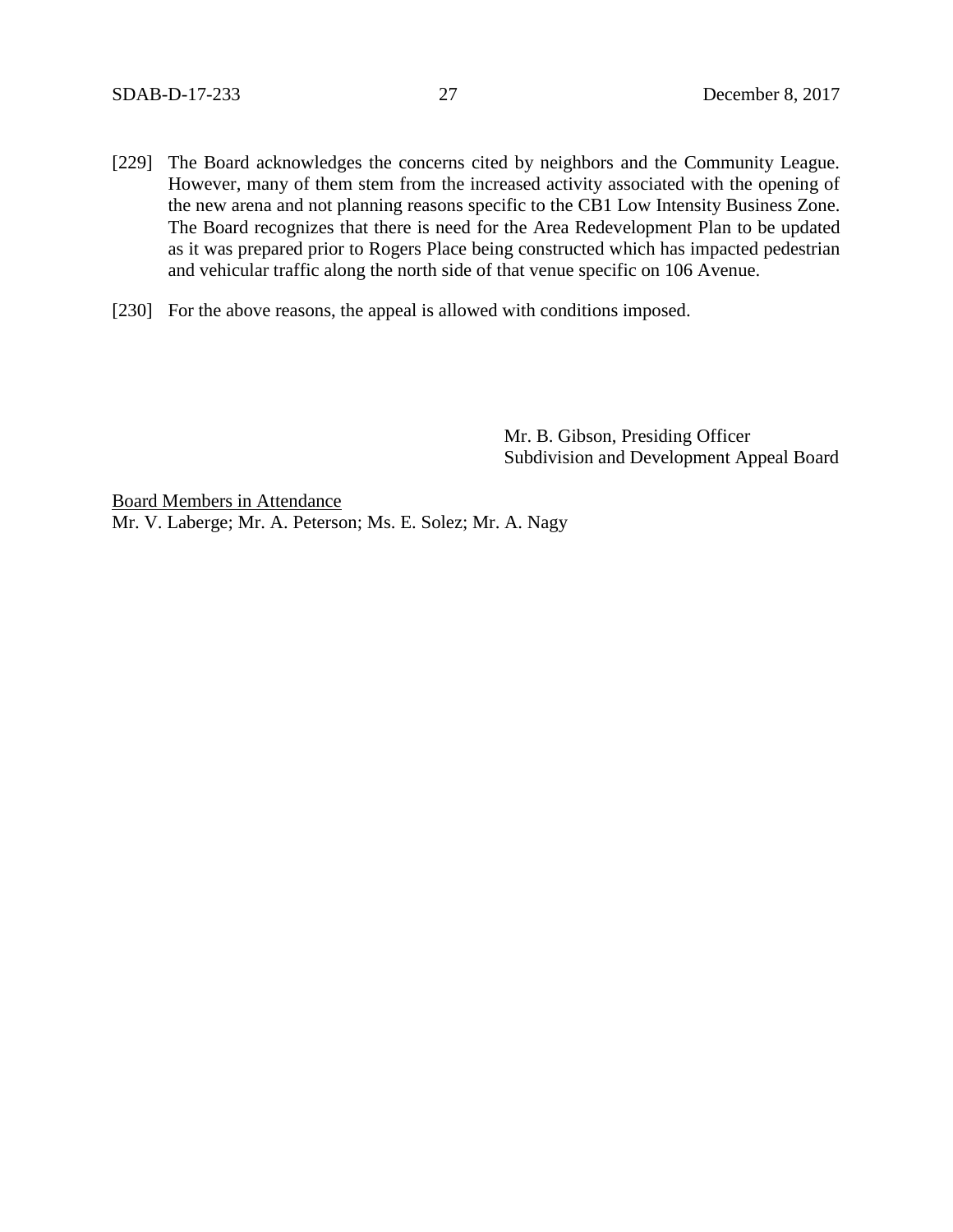[229] The Board acknowledges the concerns cited by neighbors and the Community League. However, many of them stem from the increased activity associated with the opening of the new arena and not planning reasons specific to the CB1 Low Intensity Business Zone. The Board recognizes that there is need for the Area Redevelopment Plan to be updated as it was prepared prior to Rogers Place being constructed which has impacted pedestrian and vehicular traffic along the north side of that venue specific on 106 Avenue.

[230] For the above reasons, the appeal is allowed with conditions imposed.

Mr. B. Gibson, Presiding Officer
Subdivision and Development Appeal Board

<u>Board Members in Attendance</u>
Mr. V. Laberge; Mr. A. Peterson; Ms. E. Solez; Mr. A. Nagy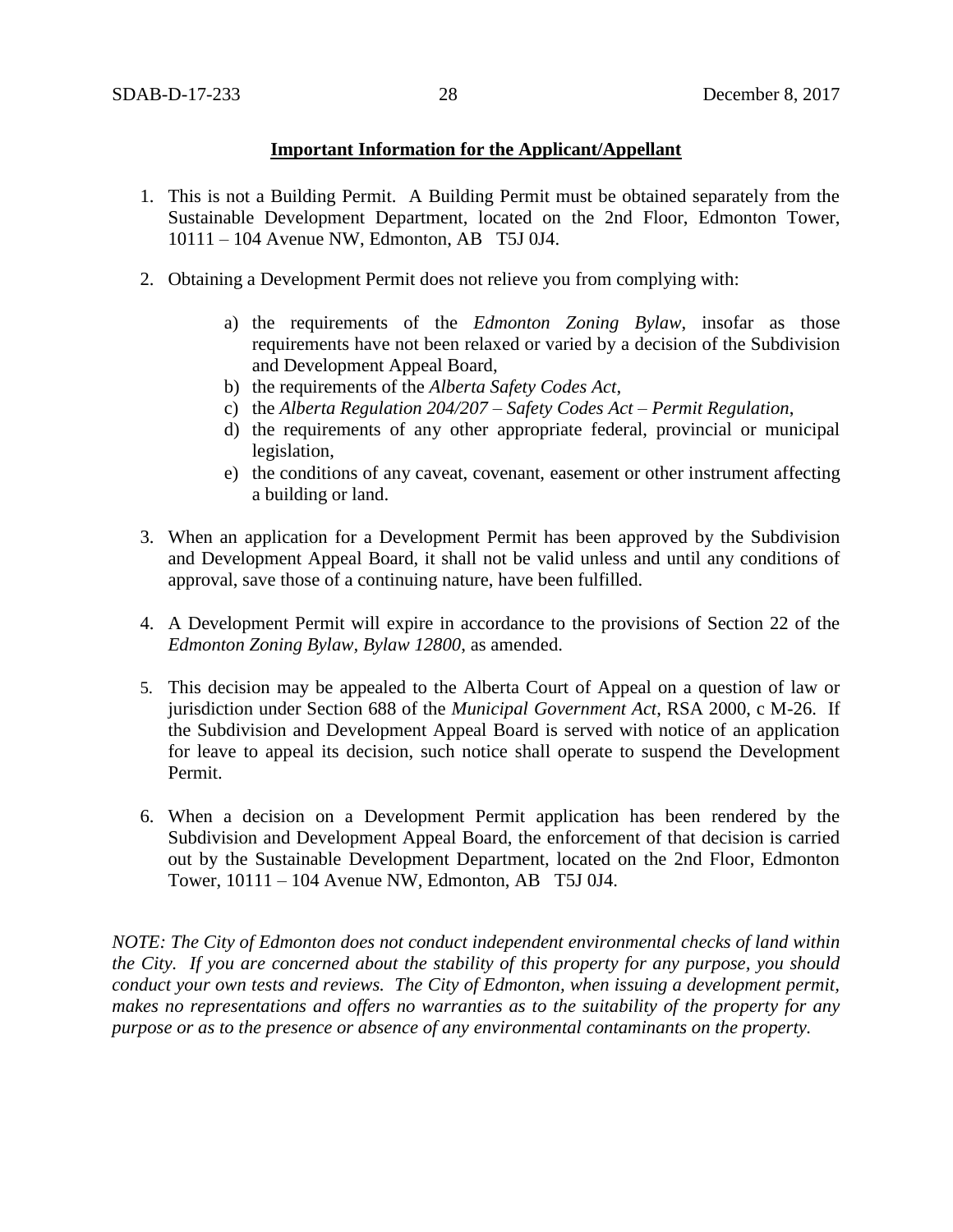**Important Information for the Applicant/Appellant**

1. This is not a Building Permit. A Building Permit must be obtained separately from the Sustainable Development Department, located on the 2nd Floor, Edmonton Tower, 10111 – 104 Avenue NW, Edmonton, AB T5J 0J4.

2. Obtaining a Development Permit does not relieve you from complying with:

   a) the requirements of the *Edmonton Zoning Bylaw*, insofar as those requirements have not been relaxed or varied by a decision of the Subdivision and Development Appeal Board,
   b) the requirements of the *Alberta Safety Codes Act*,
   c) the *Alberta Regulation 204/207 – Safety Codes Act – Permit Regulation*,
   d) the requirements of any other appropriate federal, provincial or municipal legislation,
   e) the conditions of any caveat, covenant, easement or other instrument affecting a building or land.

3. When an application for a Development Permit has been approved by the Subdivision and Development Appeal Board, it shall not be valid unless and until any conditions of approval, save those of a continuing nature, have been fulfilled.

4. A Development Permit will expire in accordance to the provisions of Section 22 of the *Edmonton Zoning Bylaw, Bylaw 12800*, as amended.

5. This decision may be appealed to the Alberta Court of Appeal on a question of law or jurisdiction under Section 688 of the *Municipal Government Act*, RSA 2000, c M-26. If the Subdivision and Development Appeal Board is served with notice of an application for leave to appeal its decision, such notice shall operate to suspend the Development Permit.

6. When a decision on a Development Permit application has been rendered by the Subdivision and Development Appeal Board, the enforcement of that decision is carried out by the Sustainable Development Department, located on the 2nd Floor, Edmonton Tower, 10111 – 104 Avenue NW, Edmonton, AB T5J 0J4.

*NOTE: The City of Edmonton does not conduct independent environmental checks of land within the City. If you are concerned about the stability of this property for any purpose, you should conduct your own tests and reviews. The City of Edmonton, when issuing a development permit, makes no representations and offers no warranties as to the suitability of the property for any purpose or as to the presence or absence of any environmental contaminants on the property.*